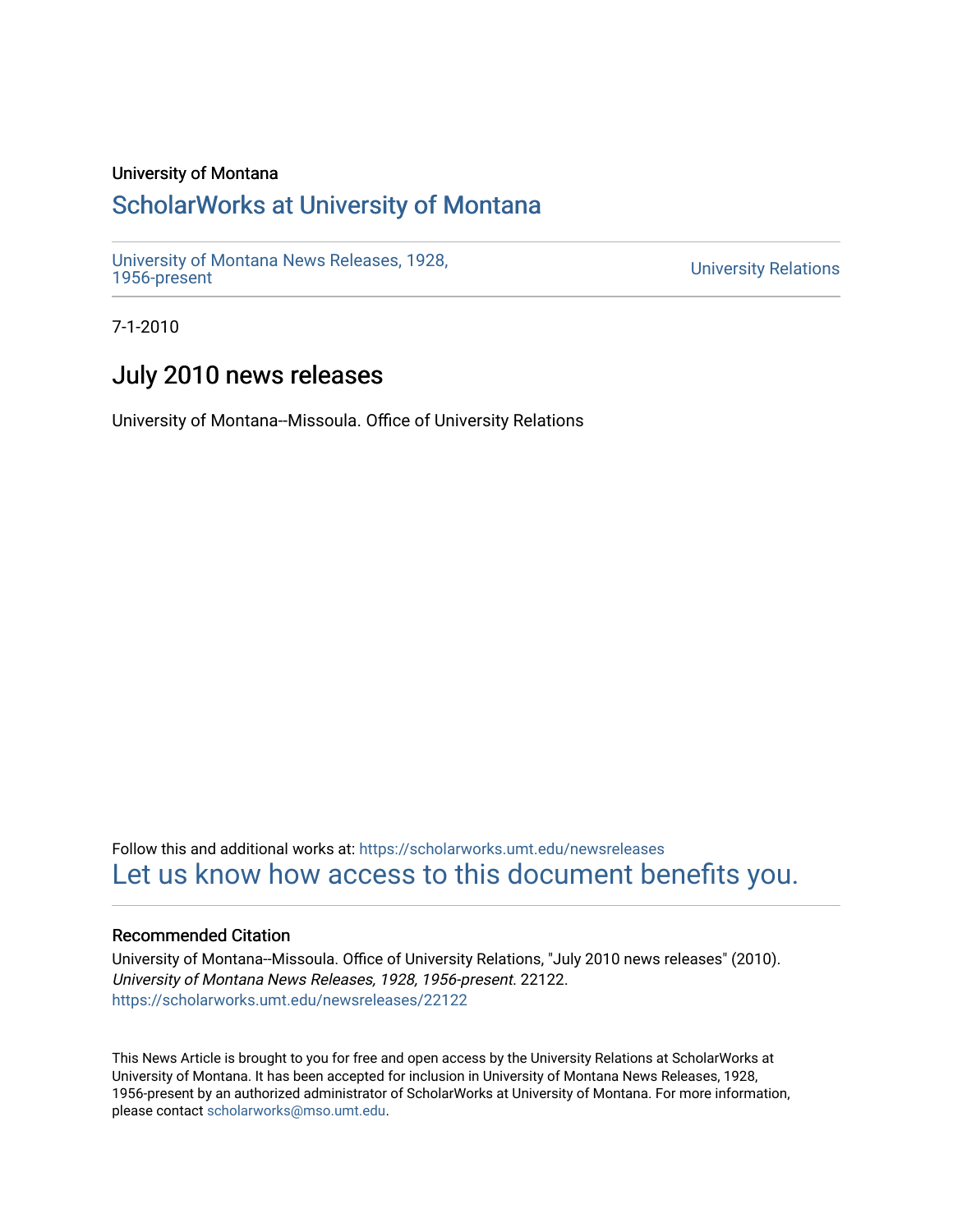University of Montana

# ScholarWorks at University of Montana

University of Montana News Releases, 1928, 1956-present

University Relations

7-1-2010

## July 2010 news releases

University of Montana--Missoula. Office of University Relations

Follow this and additional works at: https://scholarworks.umt.edu/newsreleases

Let us know how access to this document benefits you.

### Recommended Citation

University of Montana--Missoula. Office of University Relations, "July 2010 news releases" (2010). *University of Montana News Releases, 1928, 1956-present*. 22122.
https://scholarworks.umt.edu/newsreleases/22122

This News Article is brought to you for free and open access by the University Relations at ScholarWorks at University of Montana. It has been accepted for inclusion in University of Montana News Releases, 1928, 1956-present by an authorized administrator of ScholarWorks at University of Montana. For more information, please contact scholarworks@mso.umt.edu.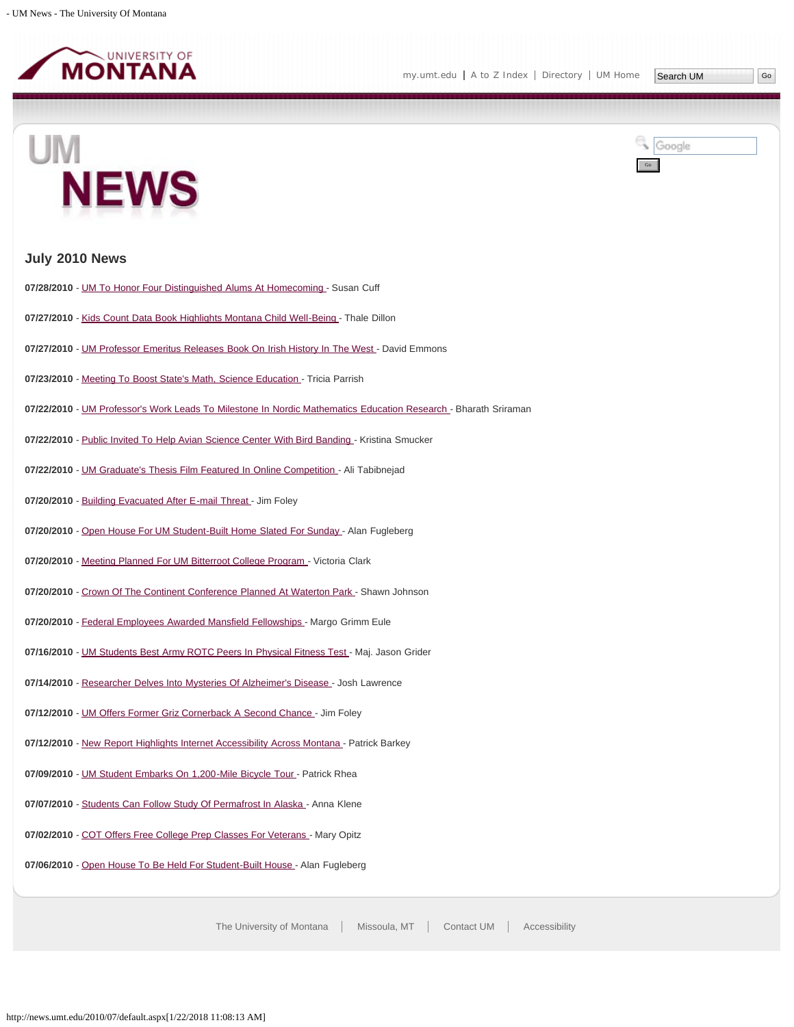## July 2010 News

**07/28/2010** - UM To Honor Four Distinguished Alums At Homecoming - Susan Cuff

**07/27/2010** - Kids Count Data Book Highlights Montana Child Well-Being - Thale Dillon

**07/27/2010** - UM Professor Emeritus Releases Book On Irish History In The West - David Emmons

**07/23/2010** - Meeting To Boost State's Math, Science Education - Tricia Parrish

**07/22/2010** - UM Professor's Work Leads To Milestone In Nordic Mathematics Education Research - Bharath Sriraman

**07/22/2010** - Public Invited To Help Avian Science Center With Bird Banding - Kristina Smucker

**07/22/2010** - UM Graduate's Thesis Film Featured In Online Competition - Ali Tabibnejad

**07/20/2010** - Building Evacuated After E-mail Threat - Jim Foley

**07/20/2010** - Open House For UM Student-Built Home Slated For Sunday - Alan Fugleberg

**07/20/2010** - Meeting Planned For UM Bitterroot College Program - Victoria Clark

**07/20/2010** - Crown Of The Continent Conference Planned At Waterton Park - Shawn Johnson

**07/20/2010** - Federal Employees Awarded Mansfield Fellowships - Margo Grimm Eule

**07/16/2010** - UM Students Best Army ROTC Peers In Physical Fitness Test - Maj. Jason Grider

**07/14/2010** - Researcher Delves Into Mysteries Of Alzheimer's Disease - Josh Lawrence

**07/12/2010** - UM Offers Former Griz Cornerback A Second Chance - Jim Foley

**07/12/2010** - New Report Highlights Internet Accessibility Across Montana - Patrick Barkey

**07/09/2010** - UM Student Embarks On 1,200-Mile Bicycle Tour - Patrick Rhea

**07/07/2010** - Students Can Follow Study Of Permafrost In Alaska - Anna Klene

**07/02/2010** - COT Offers Free College Prep Classes For Veterans - Mary Opitz

**07/06/2010** - Open House To Be Held For Student-Built House - Alan Fugleberg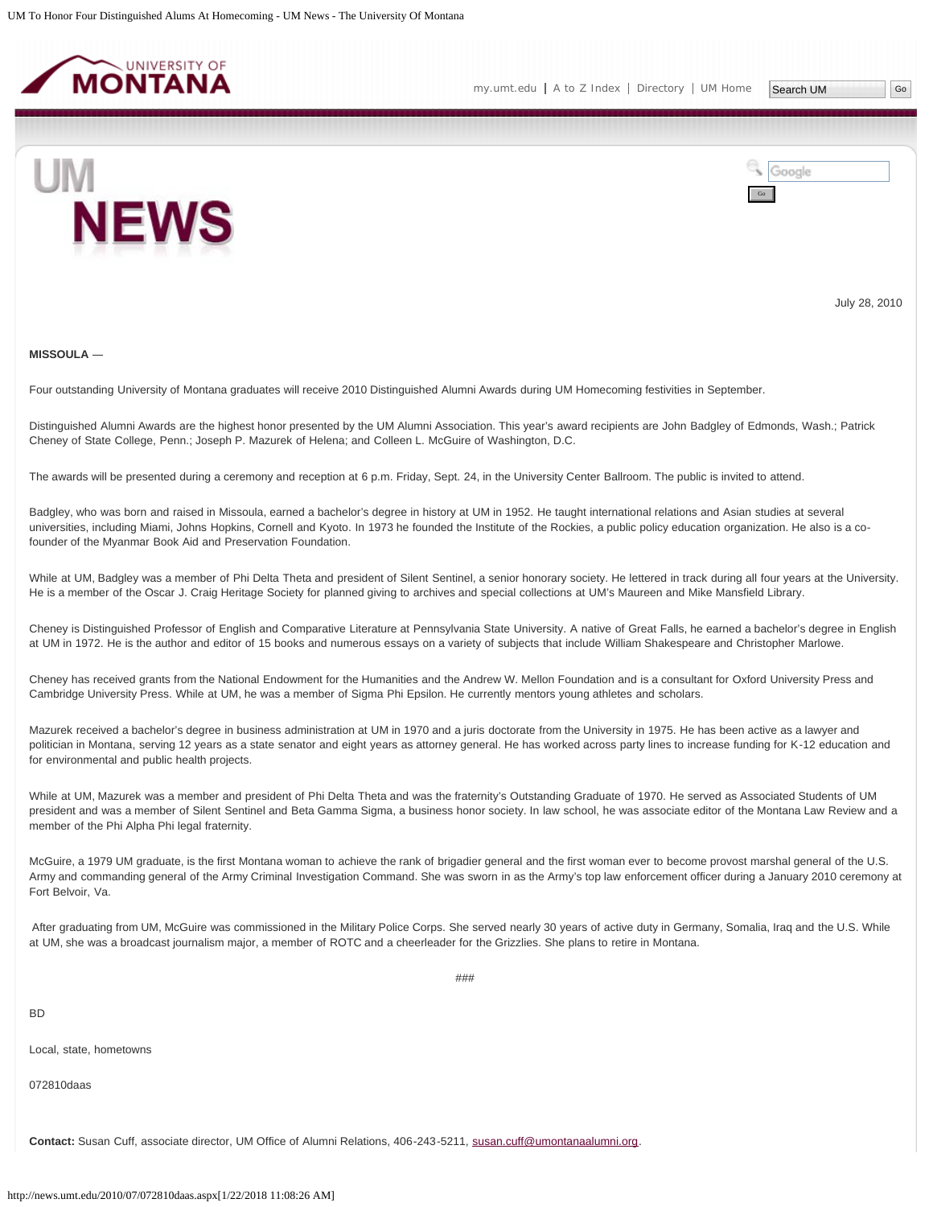July 28, 2010

**MISSOULA** —

Four outstanding University of Montana graduates will receive 2010 Distinguished Alumni Awards during UM Homecoming festivities in September.

Distinguished Alumni Awards are the highest honor presented by the UM Alumni Association. This year's award recipients are John Badgley of Edmonds, Wash.; Patrick Cheney of State College, Penn.; Joseph P. Mazurek of Helena; and Colleen L. McGuire of Washington, D.C.

The awards will be presented during a ceremony and reception at 6 p.m. Friday, Sept. 24, in the University Center Ballroom. The public is invited to attend.

Badgley, who was born and raised in Missoula, earned a bachelor's degree in history at UM in 1952. He taught international relations and Asian studies at several universities, including Miami, Johns Hopkins, Cornell and Kyoto. In 1973 he founded the Institute of the Rockies, a public policy education organization. He also is a co-founder of the Myanmar Book Aid and Preservation Foundation.

While at UM, Badgley was a member of Phi Delta Theta and president of Silent Sentinel, a senior honorary society. He lettered in track during all four years at the University. He is a member of the Oscar J. Craig Heritage Society for planned giving to archives and special collections at UM's Maureen and Mike Mansfield Library.

Cheney is Distinguished Professor of English and Comparative Literature at Pennsylvania State University. A native of Great Falls, he earned a bachelor's degree in English at UM in 1972. He is the author and editor of 15 books and numerous essays on a variety of subjects that include William Shakespeare and Christopher Marlowe.

Cheney has received grants from the National Endowment for the Humanities and the Andrew W. Mellon Foundation and is a consultant for Oxford University Press and Cambridge University Press. While at UM, he was a member of Sigma Phi Epsilon. He currently mentors young athletes and scholars.

Mazurek received a bachelor's degree in business administration at UM in 1970 and a juris doctorate from the University in 1975. He has been active as a lawyer and politician in Montana, serving 12 years as a state senator and eight years as attorney general. He has worked across party lines to increase funding for K-12 education and for environmental and public health projects.

While at UM, Mazurek was a member and president of Phi Delta Theta and was the fraternity's Outstanding Graduate of 1970. He served as Associated Students of UM president and was a member of Silent Sentinel and Beta Gamma Sigma, a business honor society. In law school, he was associate editor of the Montana Law Review and a member of the Phi Alpha Phi legal fraternity.

McGuire, a 1979 UM graduate, is the first Montana woman to achieve the rank of brigadier general and the first woman ever to become provost marshal general of the U.S. Army and commanding general of the Army Criminal Investigation Command. She was sworn in as the Army's top law enforcement officer during a January 2010 ceremony at Fort Belvoir, Va.

After graduating from UM, McGuire was commissioned in the Military Police Corps. She served nearly 30 years of active duty in Germany, Somalia, Iraq and the U.S. While at UM, she was a broadcast journalism major, a member of ROTC and a cheerleader for the Grizzlies. She plans to retire in Montana.

###

BD

Local, state, hometowns

072810daas

**Contact:** Susan Cuff, associate director, UM Office of Alumni Relations, 406-243-5211, susan.cuff@umontanaalumni.org.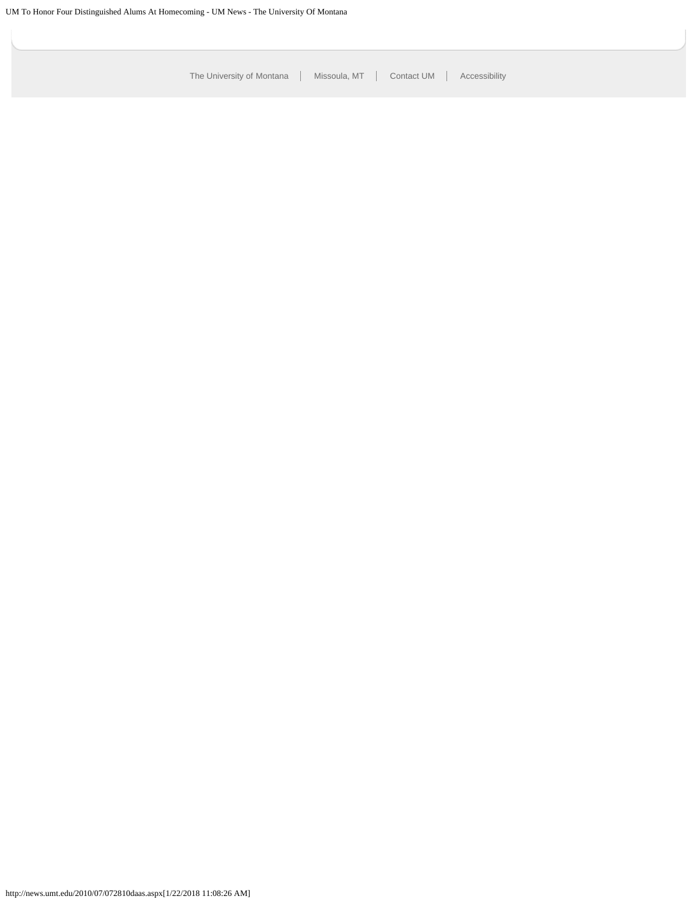The University of Montana | Missoula, MT | Contact UM | Accessibility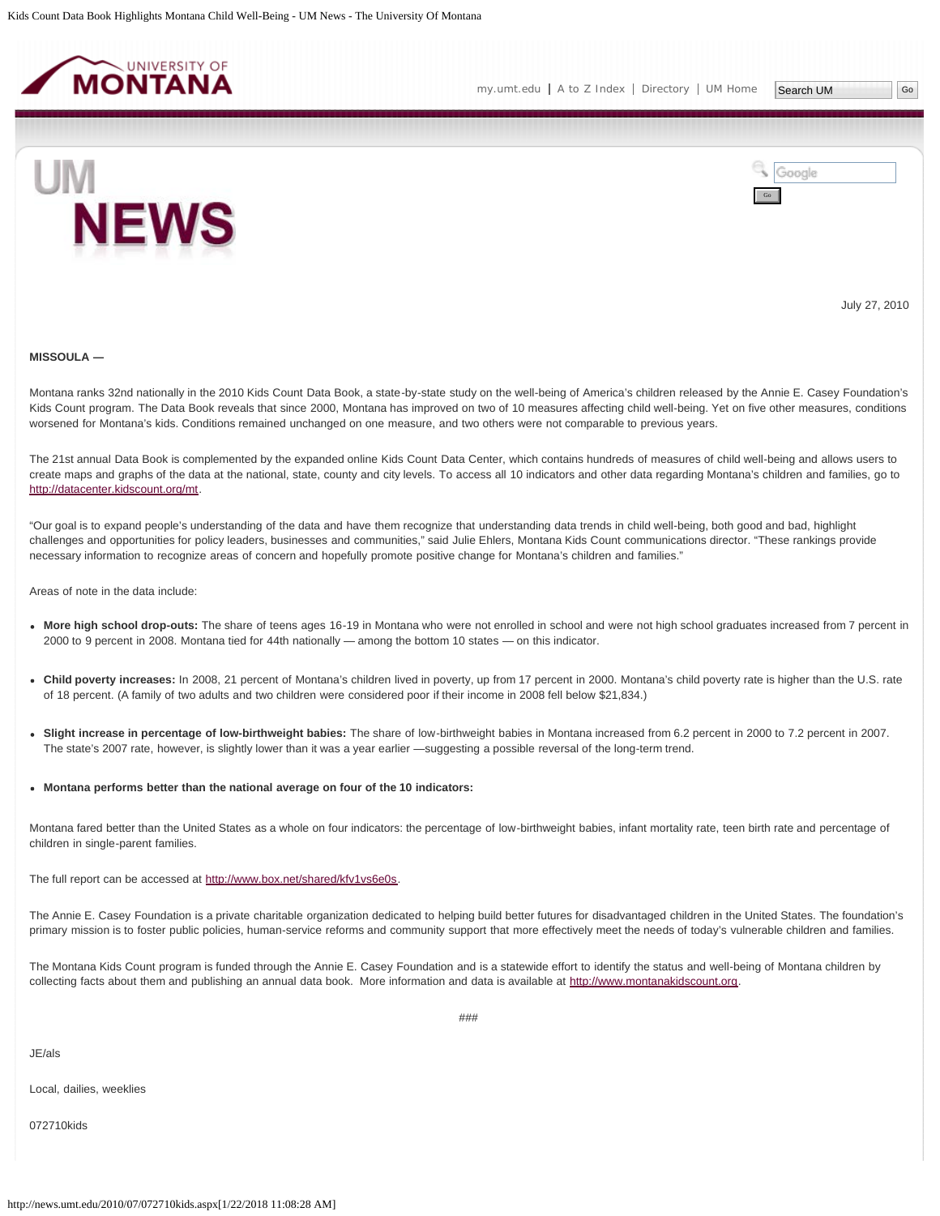July 27, 2010

**MISSOULA —**

Montana ranks 32nd nationally in the 2010 Kids Count Data Book, a state-by-state study on the well-being of America's children released by the Annie E. Casey Foundation's Kids Count program. The Data Book reveals that since 2000, Montana has improved on two of 10 measures affecting child well-being. Yet on five other measures, conditions worsened for Montana's kids. Conditions remained unchanged on one measure, and two others were not comparable to previous years.

The 21st annual Data Book is complemented by the expanded online Kids Count Data Center, which contains hundreds of measures of child well-being and allows users to create maps and graphs of the data at the national, state, county and city levels. To access all 10 indicators and other data regarding Montana's children and families, go to http://datacenter.kidscount.org/mt.

"Our goal is to expand people's understanding of the data and have them recognize that understanding data trends in child well-being, both good and bad, highlight challenges and opportunities for policy leaders, businesses and communities," said Julie Ehlers, Montana Kids Count communications director. "These rankings provide necessary information to recognize areas of concern and hopefully promote positive change for Montana's children and families."

Areas of note in the data include:

- **More high school drop-outs:** The share of teens ages 16-19 in Montana who were not enrolled in school and were not high school graduates increased from 7 percent in 2000 to 9 percent in 2008. Montana tied for 44th nationally — among the bottom 10 states — on this indicator.
- **Child poverty increases:** In 2008, 21 percent of Montana's children lived in poverty, up from 17 percent in 2000. Montana's child poverty rate is higher than the U.S. rate of 18 percent. (A family of two adults and two children were considered poor if their income in 2008 fell below $21,834.)
- **Slight increase in percentage of low-birthweight babies:** The share of low-birthweight babies in Montana increased from 6.2 percent in 2000 to 7.2 percent in 2007. The state's 2007 rate, however, is slightly lower than it was a year earlier —suggesting a possible reversal of the long-term trend.
- **Montana performs better than the national average on four of the 10 indicators:**

Montana fared better than the United States as a whole on four indicators: the percentage of low-birthweight babies, infant mortality rate, teen birth rate and percentage of children in single-parent families.

The full report can be accessed at http://www.box.net/shared/kfv1vs6e0s.

The Annie E. Casey Foundation is a private charitable organization dedicated to helping build better futures for disadvantaged children in the United States. The foundation's primary mission is to foster public policies, human-service reforms and community support that more effectively meet the needs of today's vulnerable children and families.

The Montana Kids Count program is funded through the Annie E. Casey Foundation and is a statewide effort to identify the status and well-being of Montana children by collecting facts about them and publishing an annual data book. More information and data is available at http://www.montanakidscount.org.

###

JE/als

Local, dailies, weeklies

072710kids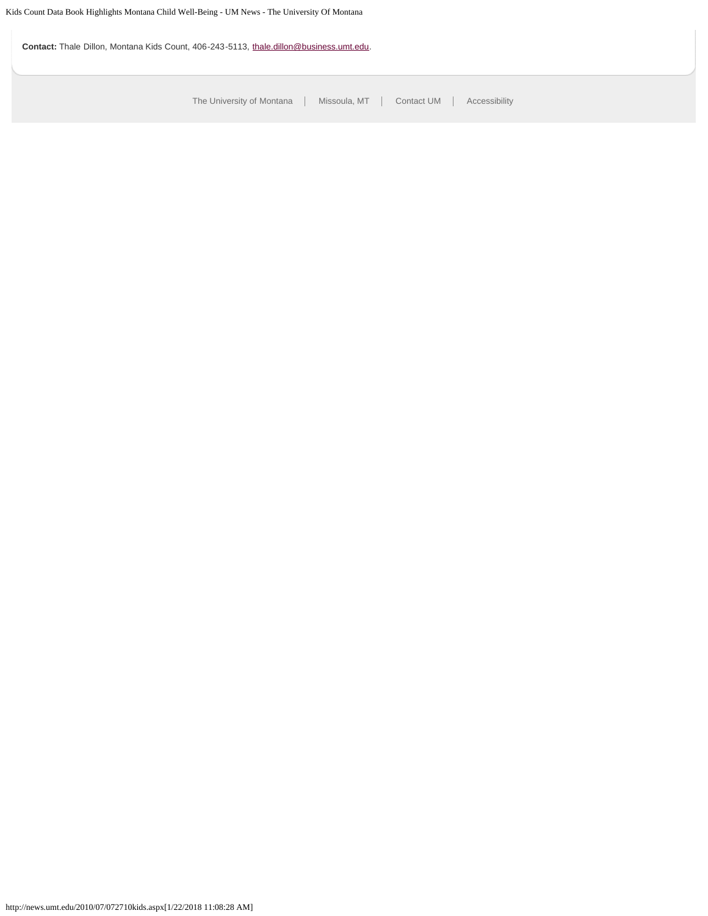**Contact:** Thale Dillon, Montana Kids Count, 406-243-5113, thale.dillon@business.umt.edu.

The University of Montana | Missoula, MT | Contact UM | Accessibility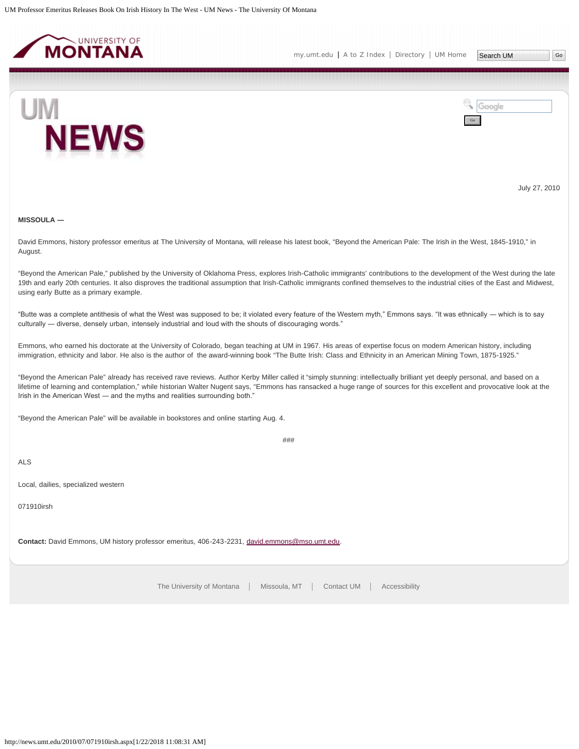July 27, 2010

**MISSOULA —**

David Emmons, history professor emeritus at The University of Montana, will release his latest book, "Beyond the American Pale: The Irish in the West, 1845-1910," in August.

"Beyond the American Pale," published by the University of Oklahoma Press, explores Irish-Catholic immigrants' contributions to the development of the West during the late 19th and early 20th centuries. It also disproves the traditional assumption that Irish-Catholic immigrants confined themselves to the industrial cities of the East and Midwest, using early Butte as a primary example.

"Butte was a complete antithesis of what the West was supposed to be; it violated every feature of the Western myth," Emmons says. "It was ethnically — which is to say culturally — diverse, densely urban, intensely industrial and loud with the shouts of discouraging words."

Emmons, who earned his doctorate at the University of Colorado, began teaching at UM in 1967. His areas of expertise focus on modern American history, including immigration, ethnicity and labor. He also is the author of the award-winning book "The Butte Irish: Class and Ethnicity in an American Mining Town, 1875-1925."

"Beyond the American Pale" already has received rave reviews. Author Kerby Miller called it "simply stunning: intellectually brilliant yet deeply personal, and based on a lifetime of learning and contemplation," while historian Walter Nugent says, "Emmons has ransacked a huge range of sources for this excellent and provocative look at the Irish in the American West — and the myths and realities surrounding both."

"Beyond the American Pale" will be available in bookstores and online starting Aug. 4.

###

ALS

Local, dailies, specialized western

071910irsh

**Contact:** David Emmons, UM history professor emeritus, 406-243-2231, david.emmons@mso.umt.edu.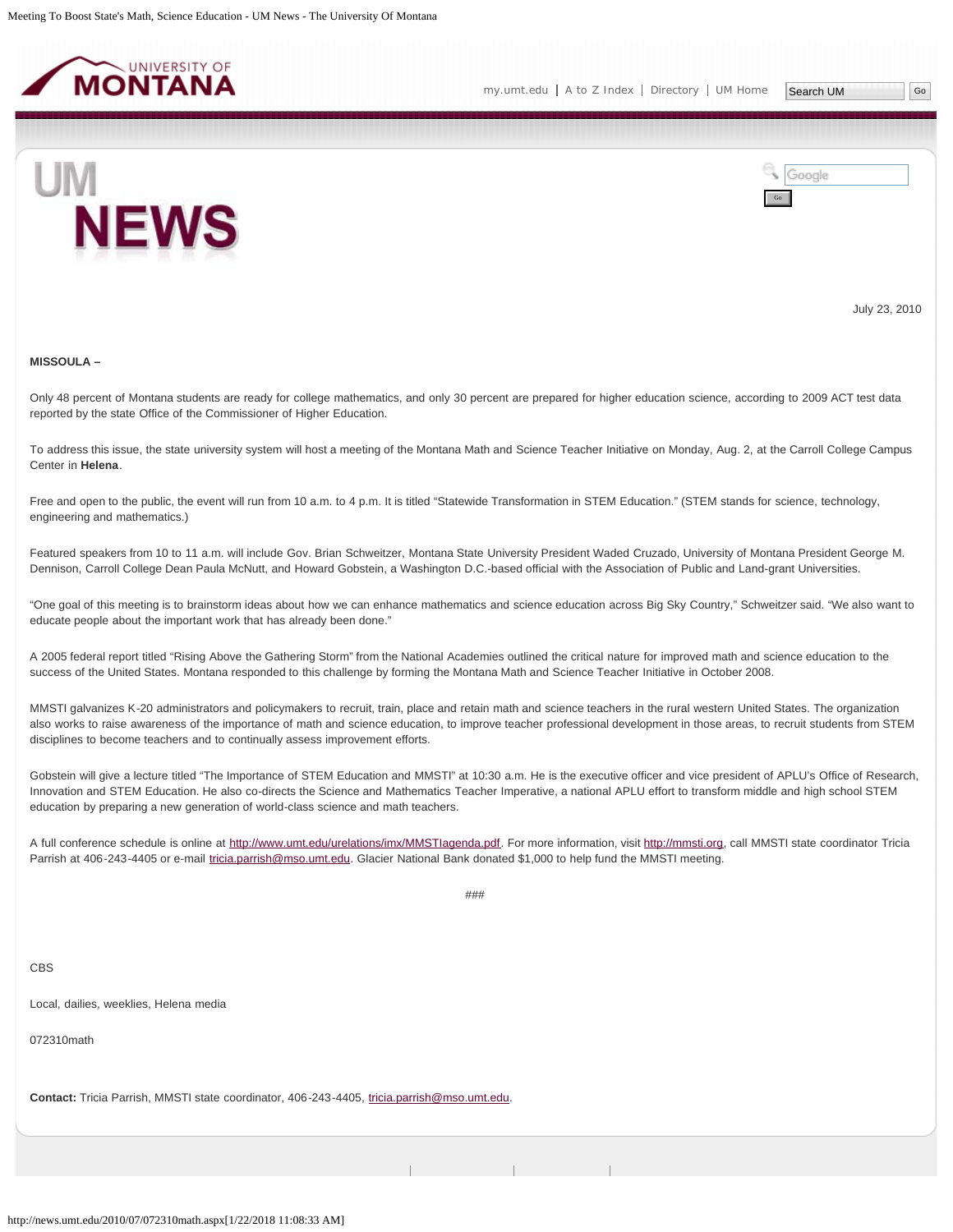July 23, 2010

**MISSOULA –**

Only 48 percent of Montana students are ready for college mathematics, and only 30 percent are prepared for higher education science, according to 2009 ACT test data reported by the state Office of the Commissioner of Higher Education.

To address this issue, the state university system will host a meeting of the Montana Math and Science Teacher Initiative on Monday, Aug. 2, at the Carroll College Campus Center in **Helena**.

Free and open to the public, the event will run from 10 a.m. to 4 p.m. It is titled "Statewide Transformation in STEM Education." (STEM stands for science, technology, engineering and mathematics.)

Featured speakers from 10 to 11 a.m. will include Gov. Brian Schweitzer, Montana State University President Waded Cruzado, University of Montana President George M. Dennison, Carroll College Dean Paula McNutt, and Howard Gobstein, a Washington D.C.-based official with the Association of Public and Land-grant Universities.

"One goal of this meeting is to brainstorm ideas about how we can enhance mathematics and science education across Big Sky Country," Schweitzer said. "We also want to educate people about the important work that has already been done."

A 2005 federal report titled "Rising Above the Gathering Storm" from the National Academies outlined the critical nature for improved math and science education to the success of the United States. Montana responded to this challenge by forming the Montana Math and Science Teacher Initiative in October 2008.

MMSTI galvanizes K-20 administrators and policymakers to recruit, train, place and retain math and science teachers in the rural western United States. The organization also works to raise awareness of the importance of math and science education, to improve teacher professional development in those areas, to recruit students from STEM disciplines to become teachers and to continually assess improvement efforts.

Gobstein will give a lecture titled "The Importance of STEM Education and MMSTI" at 10:30 a.m. He is the executive officer and vice president of APLU's Office of Research, Innovation and STEM Education. He also co-directs the Science and Mathematics Teacher Imperative, a national APLU effort to transform middle and high school STEM education by preparing a new generation of world-class science and math teachers.

A full conference schedule is online at http://www.umt.edu/urelations/imx/MMSTIagenda.pdf. For more information, visit http://mmsti.org, call MMSTI state coordinator Tricia Parrish at 406-243-4405 or e-mail tricia.parrish@mso.umt.edu. Glacier National Bank donated $1,000 to help fund the MMSTI meeting.

###

CBS

Local, dailies, weeklies, Helena media

072310math

**Contact:** Tricia Parrish, MMSTI state coordinator, 406-243-4405, tricia.parrish@mso.umt.edu.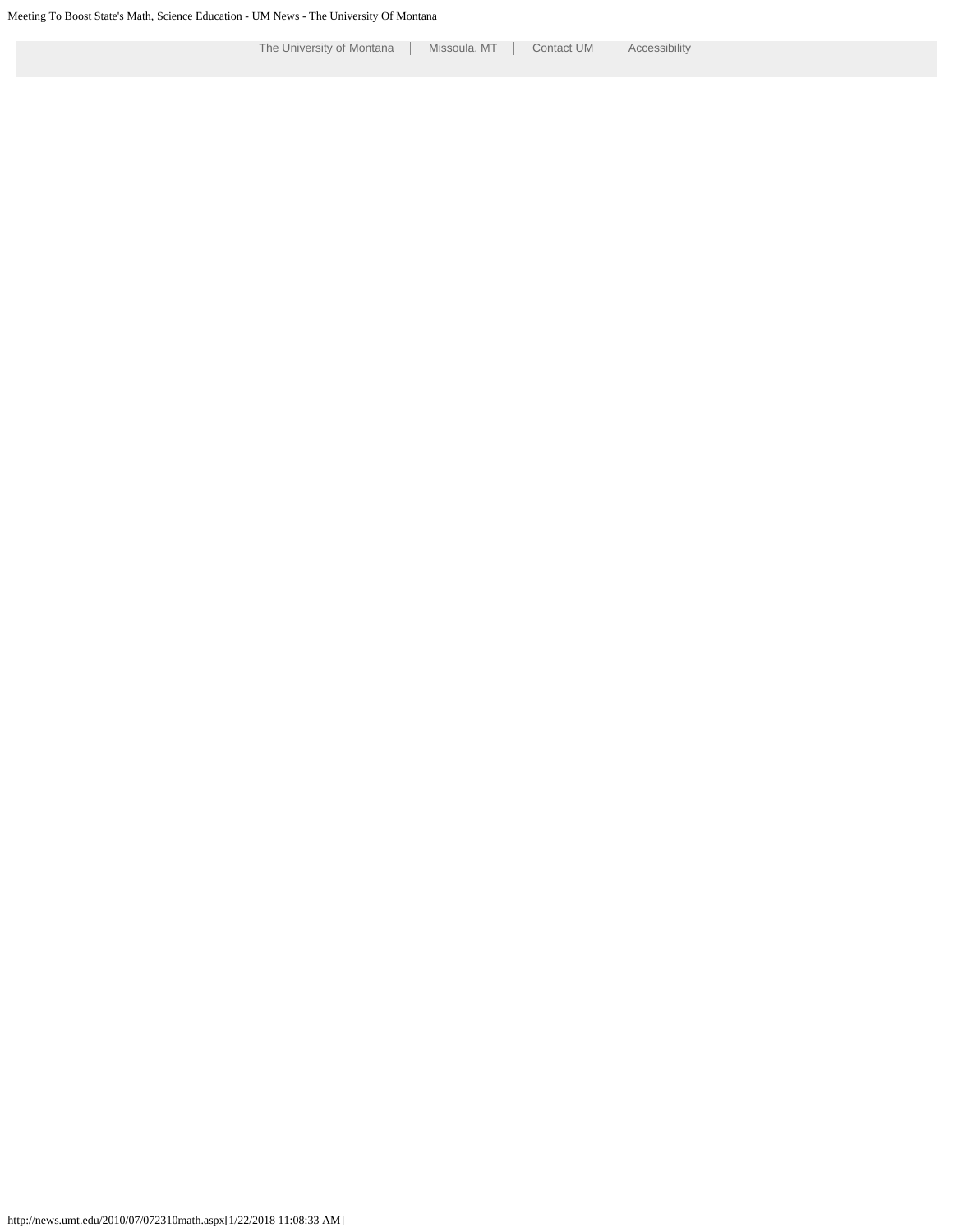The University of Montana | Missoula, MT | Contact UM | Accessibility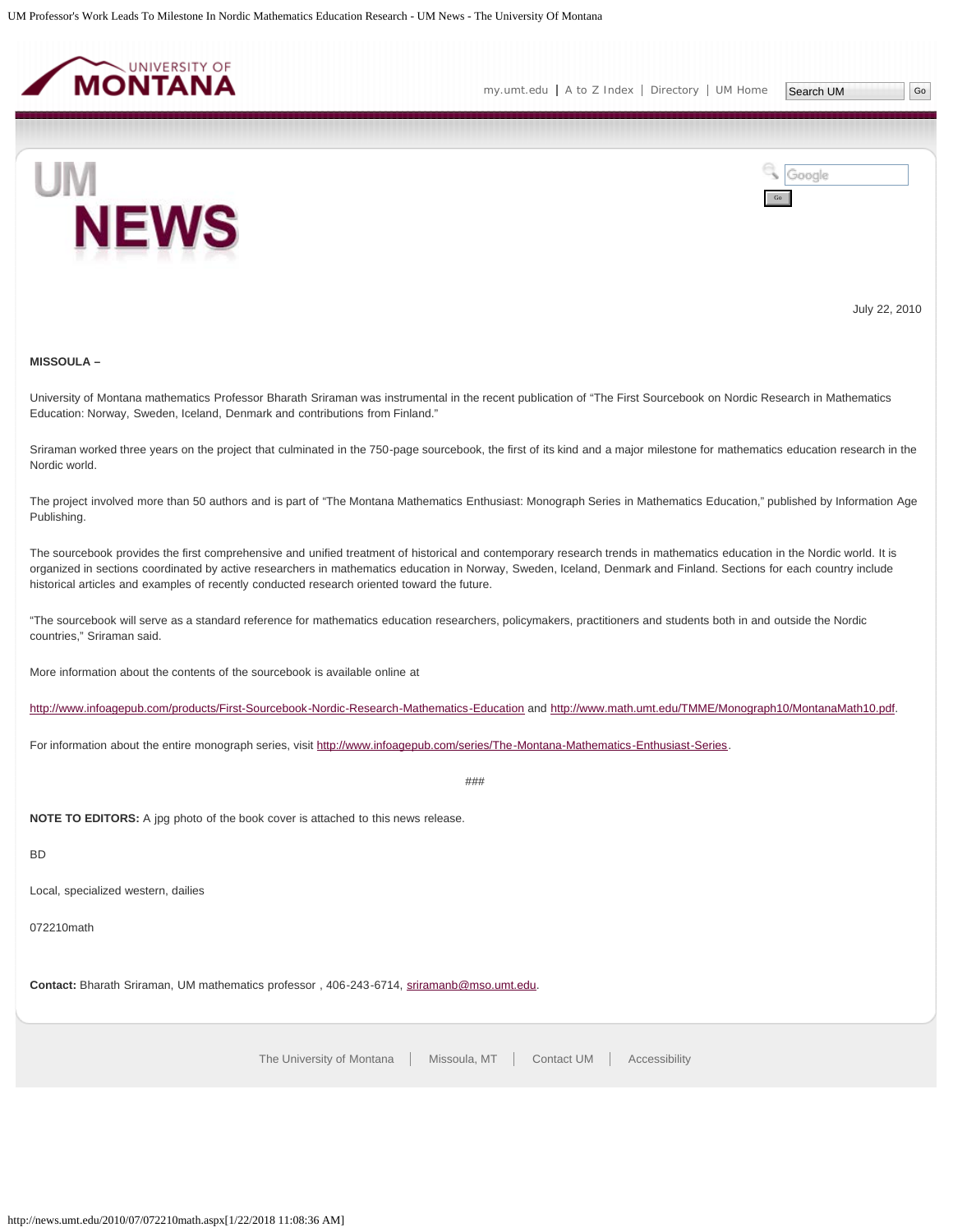July 22, 2010

**MISSOULA –**

University of Montana mathematics Professor Bharath Sriraman was instrumental in the recent publication of "The First Sourcebook on Nordic Research in Mathematics Education: Norway, Sweden, Iceland, Denmark and contributions from Finland."

Sriraman worked three years on the project that culminated in the 750-page sourcebook, the first of its kind and a major milestone for mathematics education research in the Nordic world.

The project involved more than 50 authors and is part of "The Montana Mathematics Enthusiast: Monograph Series in Mathematics Education," published by Information Age Publishing.

The sourcebook provides the first comprehensive and unified treatment of historical and contemporary research trends in mathematics education in the Nordic world. It is organized in sections coordinated by active researchers in mathematics education in Norway, Sweden, Iceland, Denmark and Finland. Sections for each country include historical articles and examples of recently conducted research oriented toward the future.

"The sourcebook will serve as a standard reference for mathematics education researchers, policymakers, practitioners and students both in and outside the Nordic countries," Sriraman said.

More information about the contents of the sourcebook is available online at

http://www.infoagepub.com/products/First-Sourcebook-Nordic-Research-Mathematics-Education and http://www.math.umt.edu/TMME/Monograph10/MontanaMath10.pdf.

For information about the entire monograph series, visit http://www.infoagepub.com/series/The-Montana-Mathematics-Enthusiast-Series.

###

**NOTE TO EDITORS:** A jpg photo of the book cover is attached to this news release.

BD

Local, specialized western, dailies

072210math

**Contact:** Bharath Sriraman, UM mathematics professor , 406-243-6714, sriramanb@mso.umt.edu.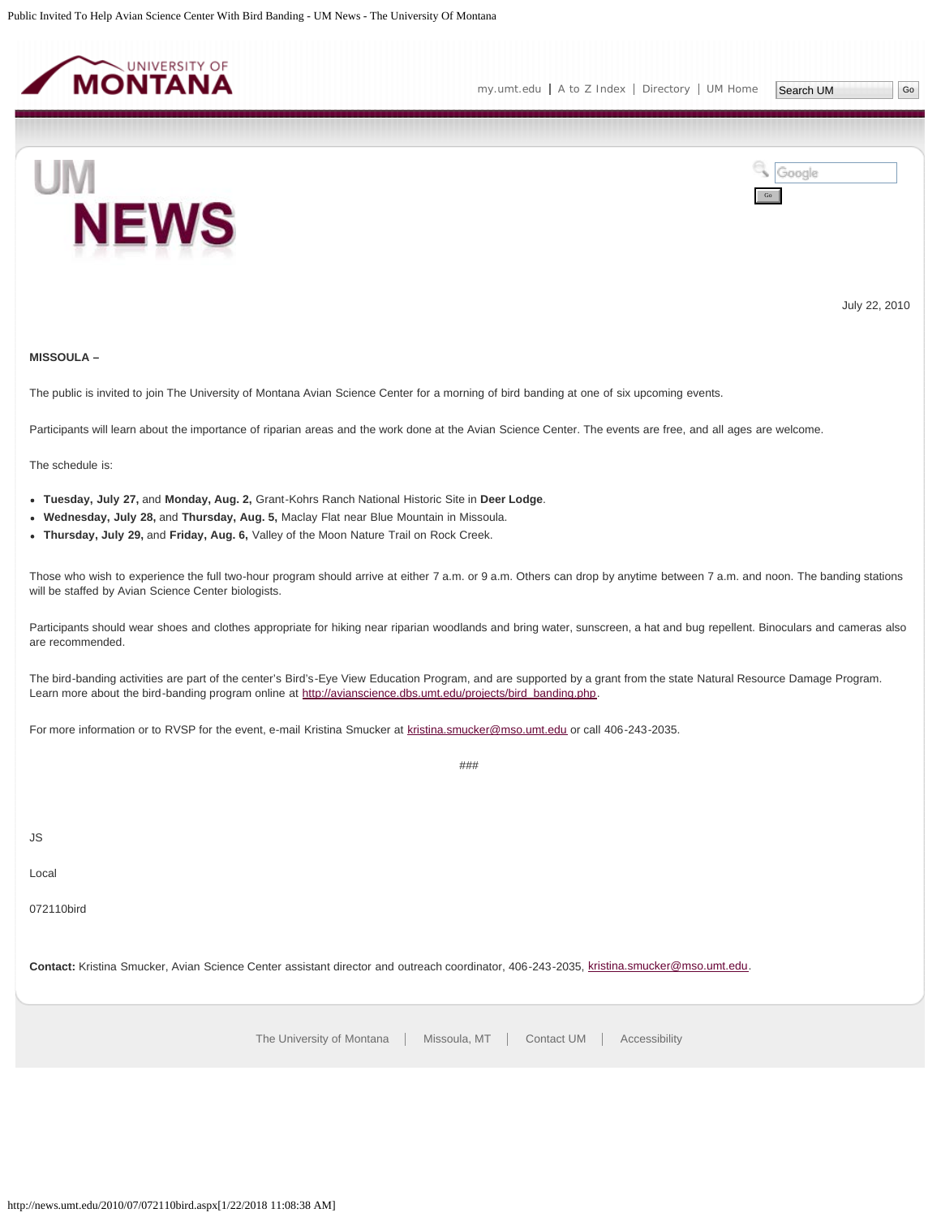July 22, 2010

**MISSOULA –**

The public is invited to join The University of Montana Avian Science Center for a morning of bird banding at one of six upcoming events.

Participants will learn about the importance of riparian areas and the work done at the Avian Science Center. The events are free, and all ages are welcome.

The schedule is:

- **Tuesday, July 27,** and **Monday, Aug. 2,** Grant-Kohrs Ranch National Historic Site in **Deer Lodge**.
- **Wednesday, July 28,** and **Thursday, Aug. 5,** Maclay Flat near Blue Mountain in Missoula.
- **Thursday, July 29,** and **Friday, Aug. 6,** Valley of the Moon Nature Trail on Rock Creek.

Those who wish to experience the full two-hour program should arrive at either 7 a.m. or 9 a.m. Others can drop by anytime between 7 a.m. and noon. The banding stations will be staffed by Avian Science Center biologists.

Participants should wear shoes and clothes appropriate for hiking near riparian woodlands and bring water, sunscreen, a hat and bug repellent. Binoculars and cameras also are recommended.

The bird-banding activities are part of the center's Bird's-Eye View Education Program, and are supported by a grant from the state Natural Resource Damage Program. Learn more about the bird-banding program online at http://avianscience.dbs.umt.edu/projects/bird_banding.php.

For more information or to RVSP for the event, e-mail Kristina Smucker at kristina.smucker@mso.umt.edu or call 406-243-2035.

###

JS

Local

072110bird

**Contact:** Kristina Smucker, Avian Science Center assistant director and outreach coordinator, 406-243-2035, kristina.smucker@mso.umt.edu.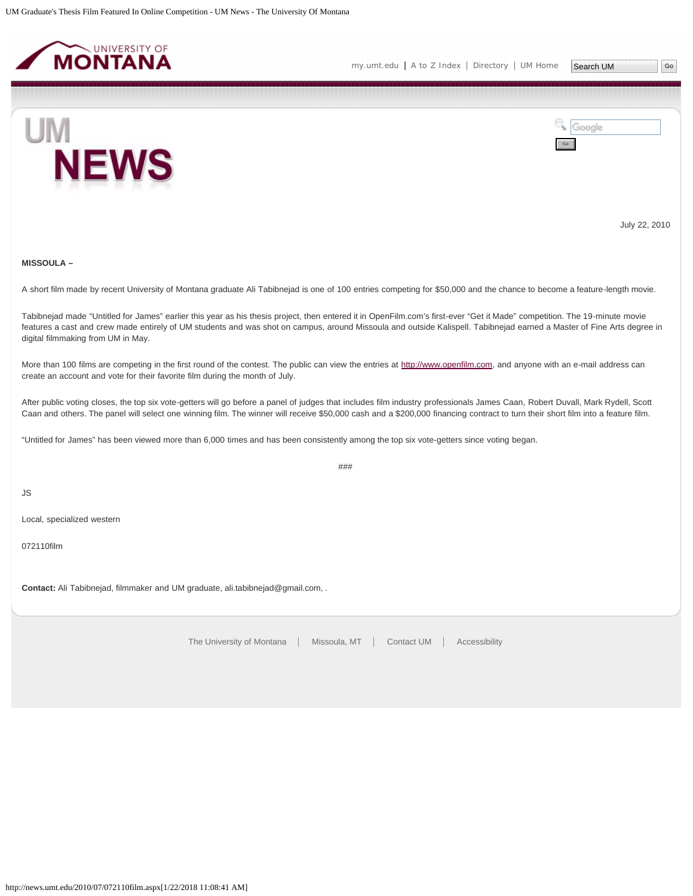July 22, 2010

**MISSOULA –**

A short film made by recent University of Montana graduate Ali Tabibnejad is one of 100 entries competing for $50,000 and the chance to become a feature-length movie.

Tabibnejad made “Untitled for James” earlier this year as his thesis project, then entered it in OpenFilm.com’s first-ever “Get it Made” competition. The 19-minute movie features a cast and crew made entirely of UM students and was shot on campus, around Missoula and outside Kalispell. Tabibnejad earned a Master of Fine Arts degree in digital filmmaking from UM in May.

More than 100 films are competing in the first round of the contest. The public can view the entries at http://www.openfilm.com, and anyone with an e-mail address can create an account and vote for their favorite film during the month of July.

After public voting closes, the top six vote-getters will go before a panel of judges that includes film industry professionals James Caan, Robert Duvall, Mark Rydell, Scott Caan and others. The panel will select one winning film. The winner will receive $50,000 cash and a $200,000 financing contract to turn their short film into a feature film.

“Untitled for James” has been viewed more than 6,000 times and has been consistently among the top six vote-getters since voting began.

###

JS

Local, specialized western

072110film

**Contact:** Ali Tabibnejad, filmmaker and UM graduate, ali.tabibnejad@gmail.com, .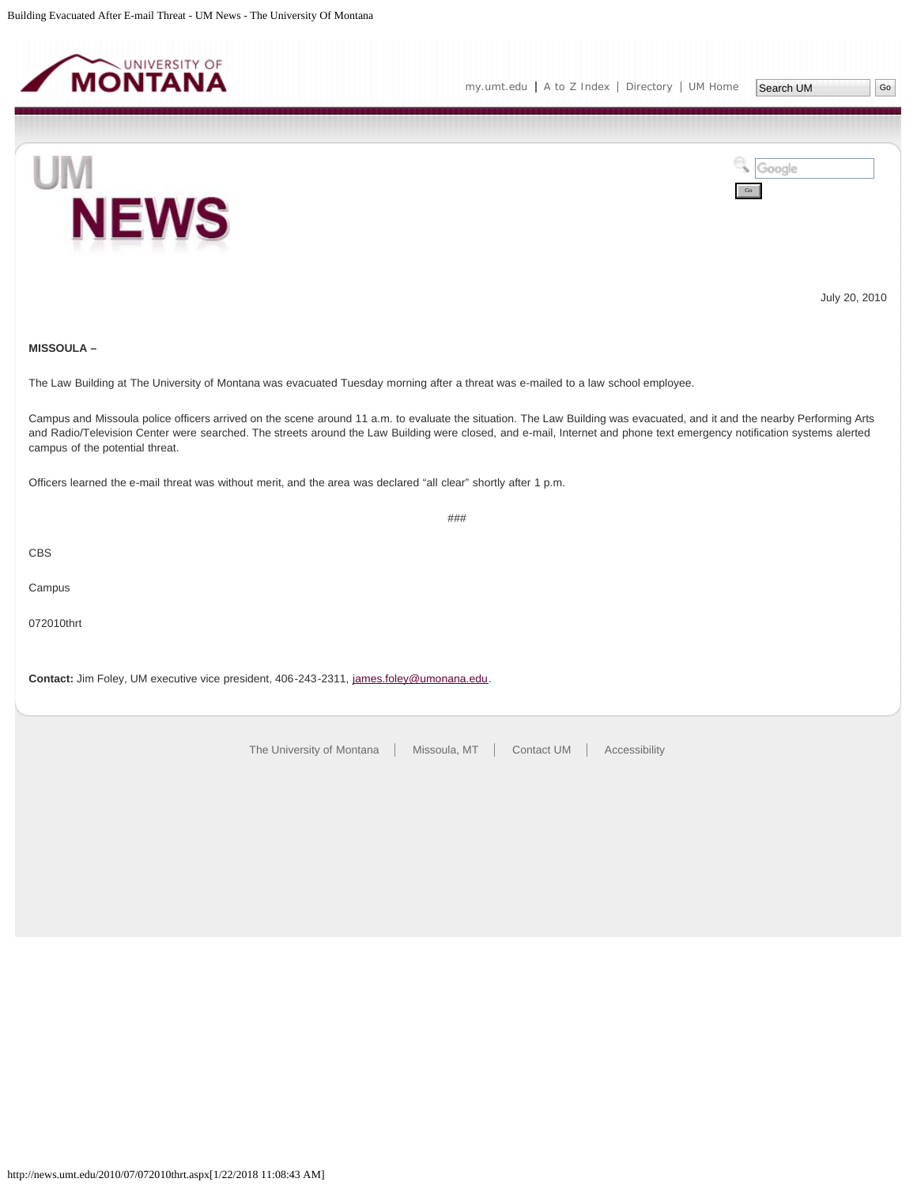July 20, 2010

**MISSOULA –**

The Law Building at The University of Montana was evacuated Tuesday morning after a threat was e-mailed to a law school employee.

Campus and Missoula police officers arrived on the scene around 11 a.m. to evaluate the situation. The Law Building was evacuated, and it and the nearby Performing Arts and Radio/Television Center were searched. The streets around the Law Building were closed, and e-mail, Internet and phone text emergency notification systems alerted campus of the potential threat.

Officers learned the e-mail threat was without merit, and the area was declared "all clear" shortly after 1 p.m.

###

CBS

Campus

072010thrt

**Contact:** Jim Foley, UM executive vice president, 406-243-2311, james.foley@umonana.edu.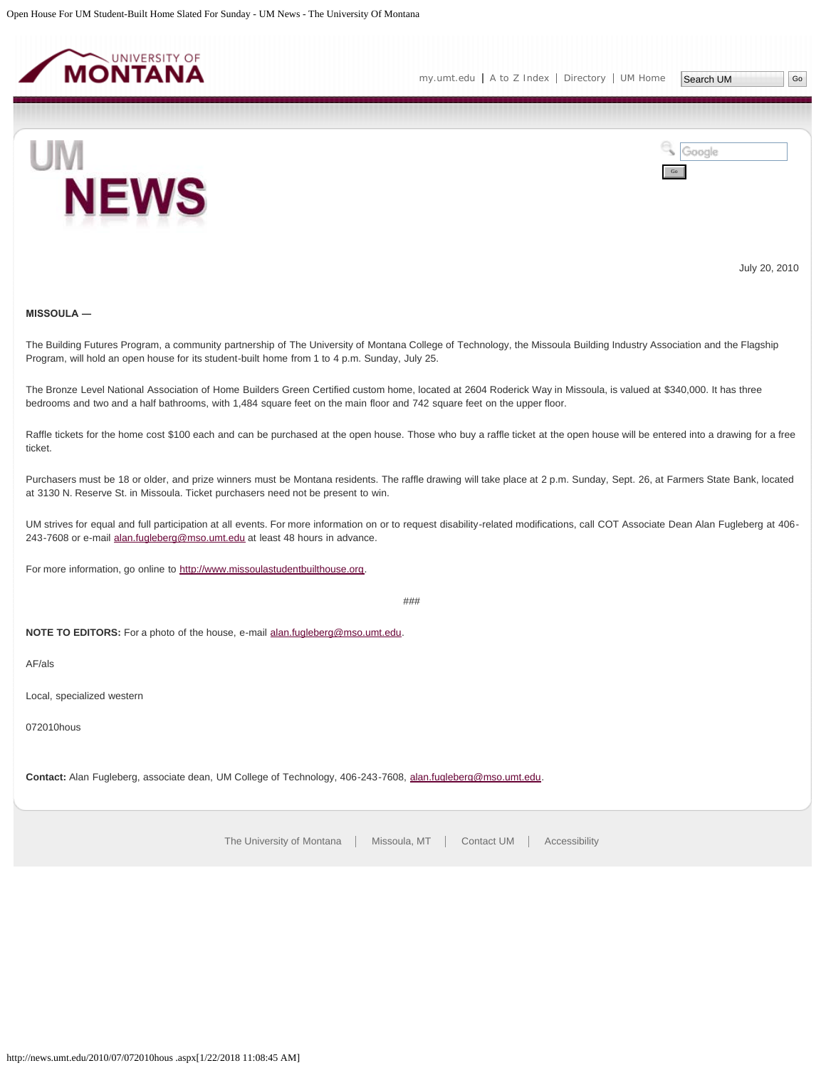July 20, 2010

**MISSOULA —**

The Building Futures Program, a community partnership of The University of Montana College of Technology, the Missoula Building Industry Association and the Flagship Program, will hold an open house for its student-built home from 1 to 4 p.m. Sunday, July 25.

The Bronze Level National Association of Home Builders Green Certified custom home, located at 2604 Roderick Way in Missoula, is valued at $340,000. It has three bedrooms and two and a half bathrooms, with 1,484 square feet on the main floor and 742 square feet on the upper floor.

Raffle tickets for the home cost $100 each and can be purchased at the open house. Those who buy a raffle ticket at the open house will be entered into a drawing for a free ticket.

Purchasers must be 18 or older, and prize winners must be Montana residents. The raffle drawing will take place at 2 p.m. Sunday, Sept. 26, at Farmers State Bank, located at 3130 N. Reserve St. in Missoula. Ticket purchasers need not be present to win.

UM strives for equal and full participation at all events. For more information on or to request disability-related modifications, call COT Associate Dean Alan Fugleberg at 406-243-7608 or e-mail alan.fugleberg@mso.umt.edu at least 48 hours in advance.

For more information, go online to http://www.missoulastudentbuilthouse.org.

###

**NOTE TO EDITORS:** For a photo of the house, e-mail alan.fugleberg@mso.umt.edu.

AF/als

Local, specialized western

072010hous

**Contact:** Alan Fugleberg, associate dean, UM College of Technology, 406-243-7608, alan.fugleberg@mso.umt.edu.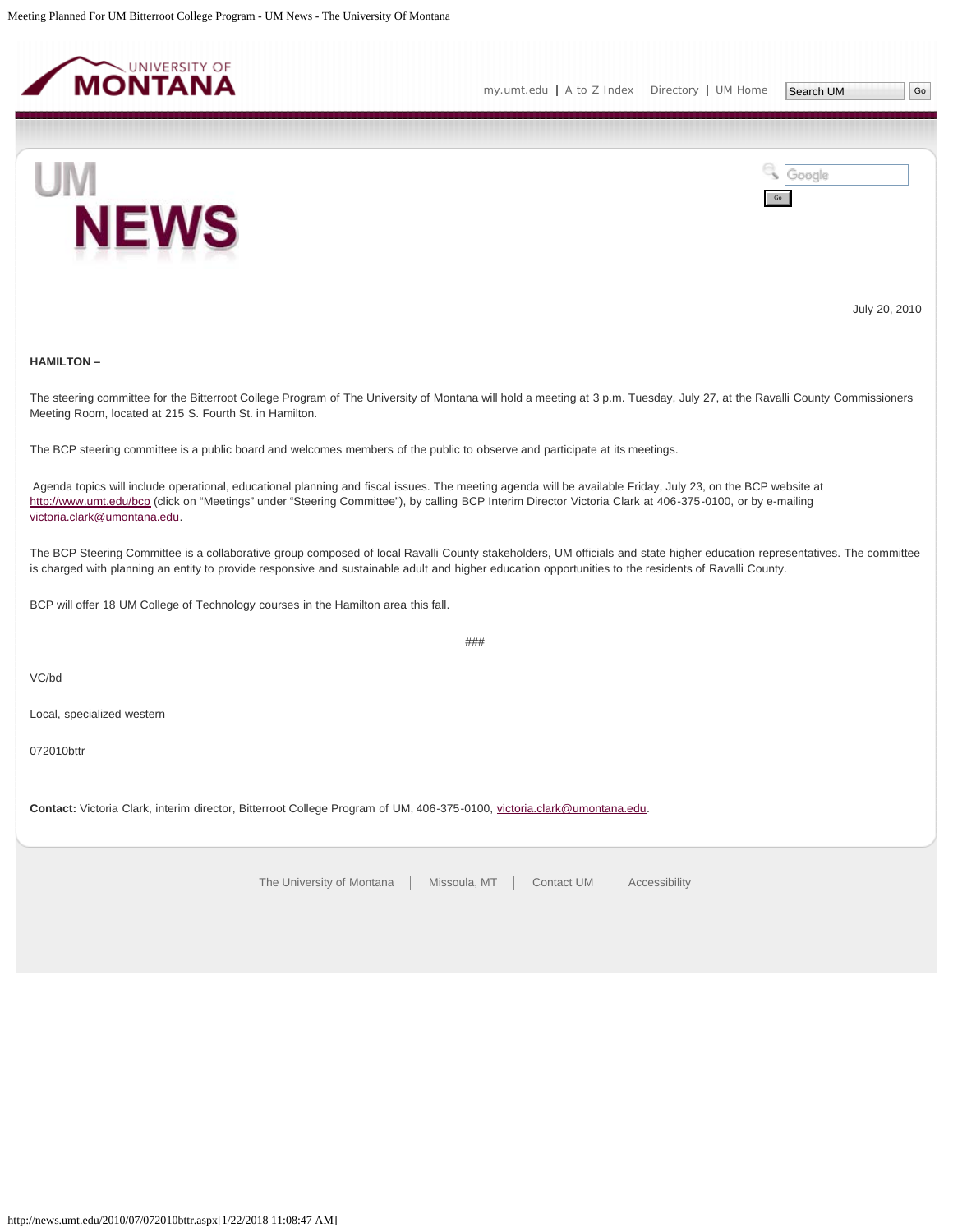July 20, 2010

**HAMILTON –**

The steering committee for the Bitterroot College Program of The University of Montana will hold a meeting at 3 p.m. Tuesday, July 27, at the Ravalli County Commissioners Meeting Room, located at 215 S. Fourth St. in Hamilton.

The BCP steering committee is a public board and welcomes members of the public to observe and participate at its meetings.

Agenda topics will include operational, educational planning and fiscal issues. The meeting agenda will be available Friday, July 23, on the BCP website at http://www.umt.edu/bcp (click on "Meetings" under "Steering Committee"), by calling BCP Interim Director Victoria Clark at 406-375-0100, or by e-mailing victoria.clark@umontana.edu.

The BCP Steering Committee is a collaborative group composed of local Ravalli County stakeholders, UM officials and state higher education representatives. The committee is charged with planning an entity to provide responsive and sustainable adult and higher education opportunities to the residents of Ravalli County.

BCP will offer 18 UM College of Technology courses in the Hamilton area this fall.

###

VC/bd

Local, specialized western

072010bttr

**Contact:** Victoria Clark, interim director, Bitterroot College Program of UM, 406-375-0100, victoria.clark@umontana.edu.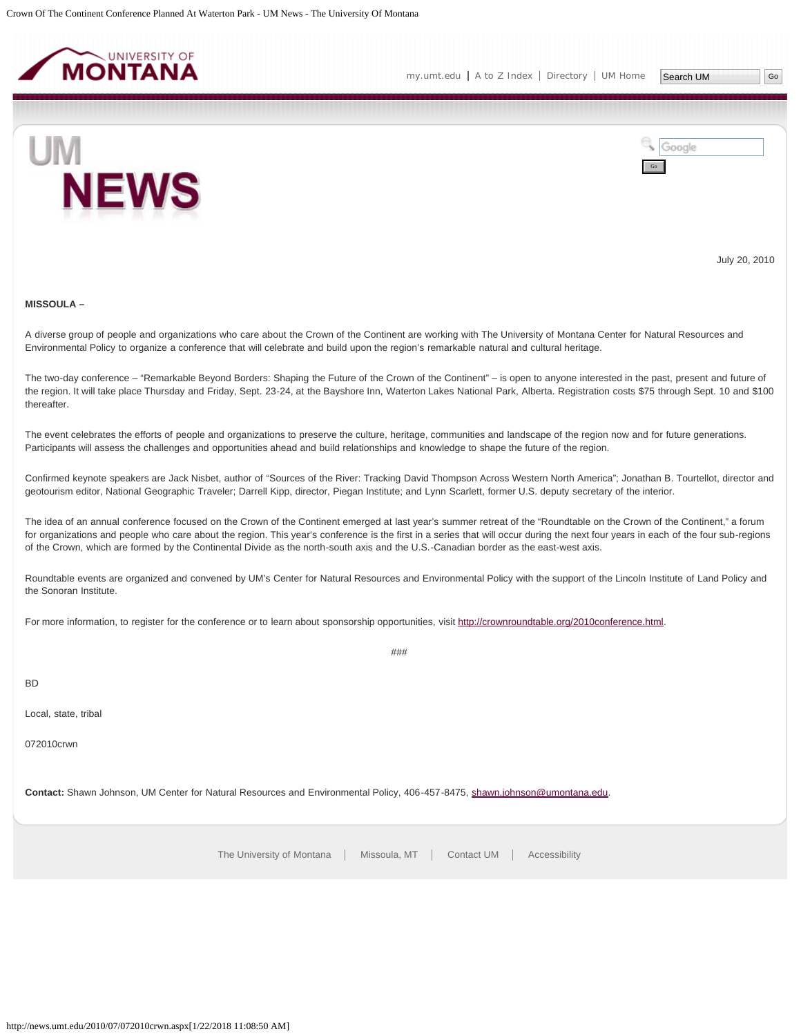July 20, 2010

**MISSOULA –**

A diverse group of people and organizations who care about the Crown of the Continent are working with The University of Montana Center for Natural Resources and Environmental Policy to organize a conference that will celebrate and build upon the region's remarkable natural and cultural heritage.

The two-day conference – "Remarkable Beyond Borders: Shaping the Future of the Crown of the Continent" – is open to anyone interested in the past, present and future of the region. It will take place Thursday and Friday, Sept. 23-24, at the Bayshore Inn, Waterton Lakes National Park, Alberta. Registration costs $75 through Sept. 10 and $100 thereafter.

The event celebrates the efforts of people and organizations to preserve the culture, heritage, communities and landscape of the region now and for future generations. Participants will assess the challenges and opportunities ahead and build relationships and knowledge to shape the future of the region.

Confirmed keynote speakers are Jack Nisbet, author of "Sources of the River: Tracking David Thompson Across Western North America"; Jonathan B. Tourtellot, director and geotourism editor, National Geographic Traveler; Darrell Kipp, director, Piegan Institute; and Lynn Scarlett, former U.S. deputy secretary of the interior.

The idea of an annual conference focused on the Crown of the Continent emerged at last year's summer retreat of the "Roundtable on the Crown of the Continent," a forum for organizations and people who care about the region. This year's conference is the first in a series that will occur during the next four years in each of the four sub-regions of the Crown, which are formed by the Continental Divide as the north-south axis and the U.S.-Canadian border as the east-west axis.

Roundtable events are organized and convened by UM's Center for Natural Resources and Environmental Policy with the support of the Lincoln Institute of Land Policy and the Sonoran Institute.

For more information, to register for the conference or to learn about sponsorship opportunities, visit http://crownroundtable.org/2010conference.html.

###

BD

Local, state, tribal

072010crwn

**Contact:** Shawn Johnson, UM Center for Natural Resources and Environmental Policy, 406-457-8475, shawn.johnson@umontana.edu.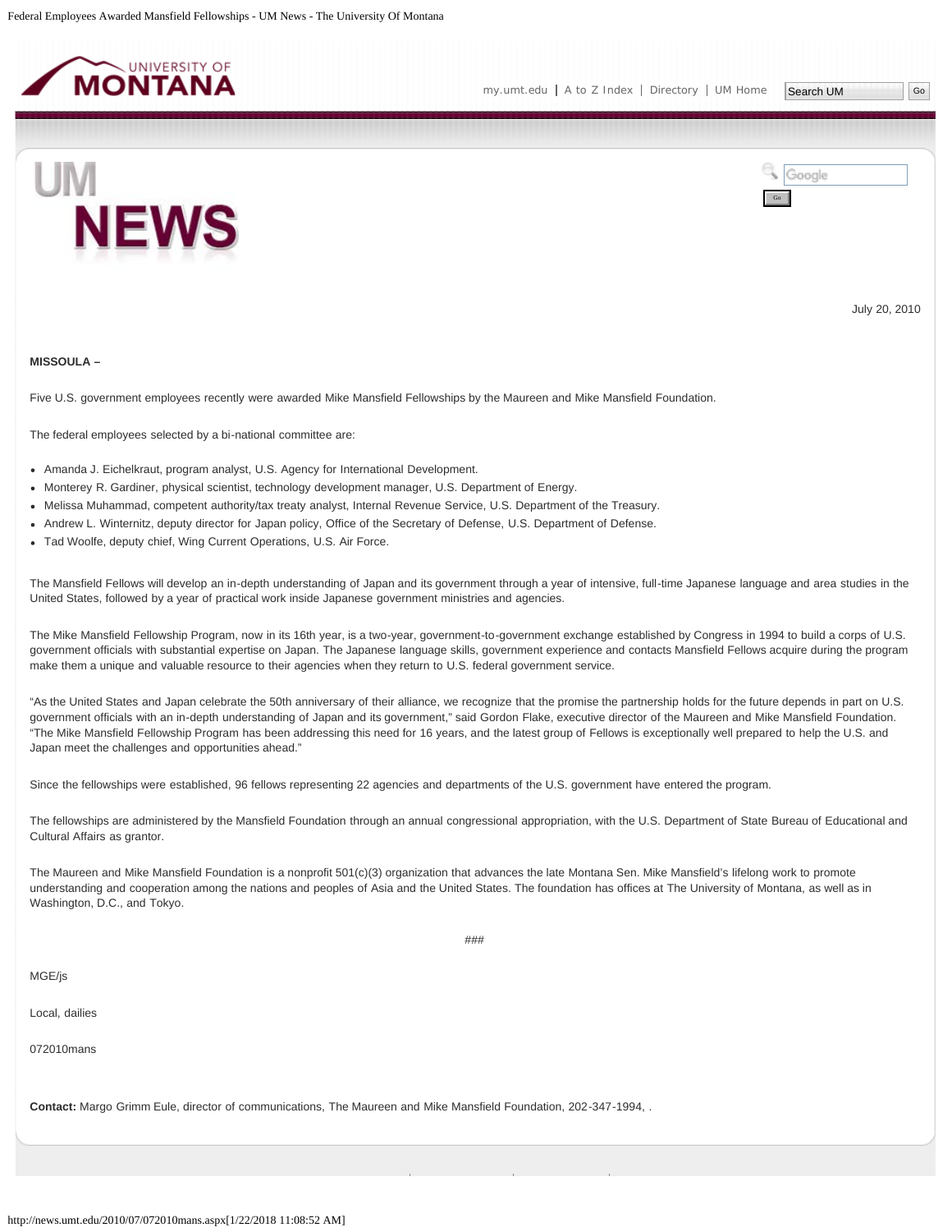July 20, 2010

**MISSOULA –**

Five U.S. government employees recently were awarded Mike Mansfield Fellowships by the Maureen and Mike Mansfield Foundation.

The federal employees selected by a bi-national committee are:

- Amanda J. Eichelkraut, program analyst, U.S. Agency for International Development.
- Monterey R. Gardiner, physical scientist, technology development manager, U.S. Department of Energy.
- Melissa Muhammad, competent authority/tax treaty analyst, Internal Revenue Service, U.S. Department of the Treasury.
- Andrew L. Winternitz, deputy director for Japan policy, Office of the Secretary of Defense, U.S. Department of Defense.
- Tad Woolfe, deputy chief, Wing Current Operations, U.S. Air Force.

The Mansfield Fellows will develop an in-depth understanding of Japan and its government through a year of intensive, full-time Japanese language and area studies in the United States, followed by a year of practical work inside Japanese government ministries and agencies.

The Mike Mansfield Fellowship Program, now in its 16th year, is a two-year, government-to-government exchange established by Congress in 1994 to build a corps of U.S. government officials with substantial expertise on Japan. The Japanese language skills, government experience and contacts Mansfield Fellows acquire during the program make them a unique and valuable resource to their agencies when they return to U.S. federal government service.

"As the United States and Japan celebrate the 50th anniversary of their alliance, we recognize that the promise the partnership holds for the future depends in part on U.S. government officials with an in-depth understanding of Japan and its government," said Gordon Flake, executive director of the Maureen and Mike Mansfield Foundation. "The Mike Mansfield Fellowship Program has been addressing this need for 16 years, and the latest group of Fellows is exceptionally well prepared to help the U.S. and Japan meet the challenges and opportunities ahead."

Since the fellowships were established, 96 fellows representing 22 agencies and departments of the U.S. government have entered the program.

The fellowships are administered by the Mansfield Foundation through an annual congressional appropriation, with the U.S. Department of State Bureau of Educational and Cultural Affairs as grantor.

The Maureen and Mike Mansfield Foundation is a nonprofit 501(c)(3) organization that advances the late Montana Sen. Mike Mansfield's lifelong work to promote understanding and cooperation among the nations and peoples of Asia and the United States. The foundation has offices at The University of Montana, as well as in Washington, D.C., and Tokyo.

###

MGE/js

Local, dailies

072010mans

**Contact:** Margo Grimm Eule, director of communications, The Maureen and Mike Mansfield Foundation, 202-347-1994, .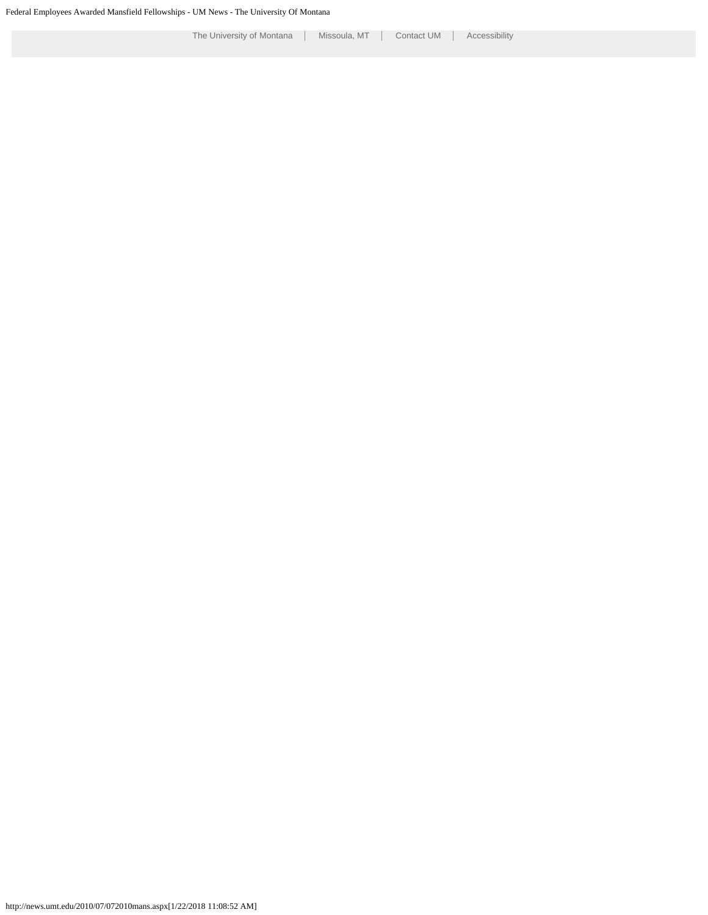The University of Montana | Missoula, MT | Contact UM | Accessibility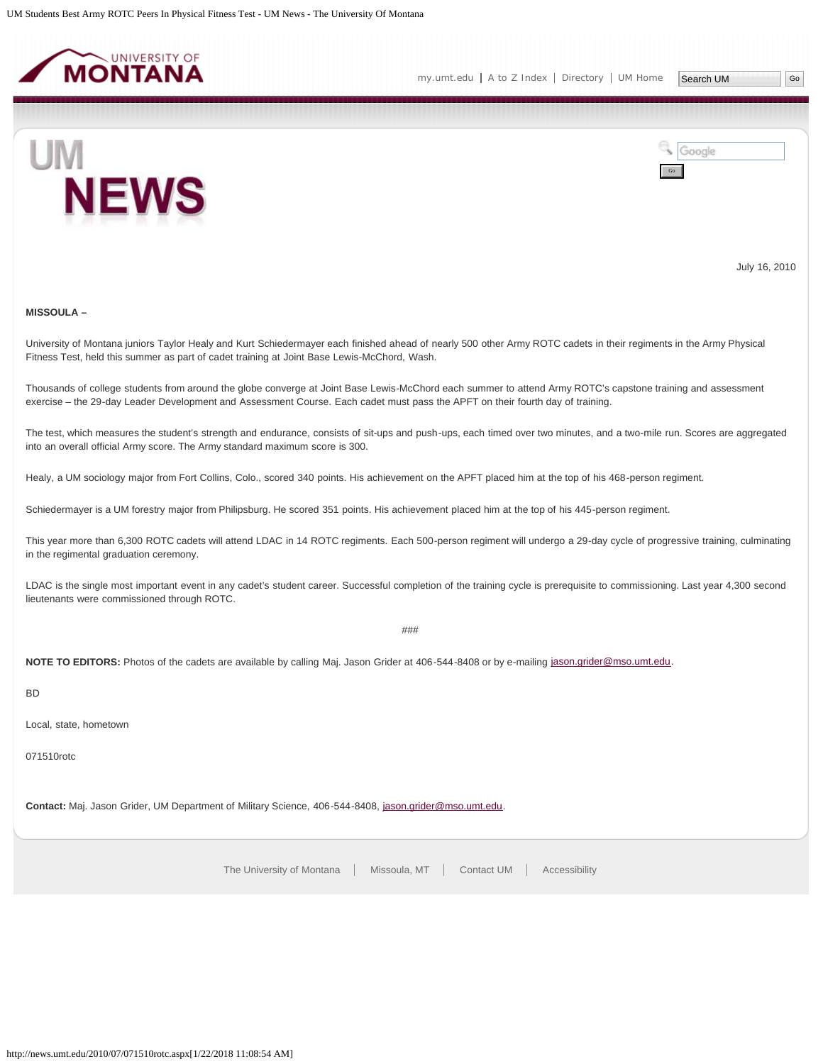July 16, 2010

**MISSOULA –**

University of Montana juniors Taylor Healy and Kurt Schiedermayer each finished ahead of nearly 500 other Army ROTC cadets in their regiments in the Army Physical Fitness Test, held this summer as part of cadet training at Joint Base Lewis-McChord, Wash.

Thousands of college students from around the globe converge at Joint Base Lewis-McChord each summer to attend Army ROTC's capstone training and assessment exercise – the 29-day Leader Development and Assessment Course. Each cadet must pass the APFT on their fourth day of training.

The test, which measures the student's strength and endurance, consists of sit-ups and push-ups, each timed over two minutes, and a two-mile run. Scores are aggregated into an overall official Army score. The Army standard maximum score is 300.

Healy, a UM sociology major from Fort Collins, Colo., scored 340 points. His achievement on the APFT placed him at the top of his 468-person regiment.

Schiedermayer is a UM forestry major from Philipsburg. He scored 351 points. His achievement placed him at the top of his 445-person regiment.

This year more than 6,300 ROTC cadets will attend LDAC in 14 ROTC regiments. Each 500-person regiment will undergo a 29-day cycle of progressive training, culminating in the regimental graduation ceremony.

LDAC is the single most important event in any cadet's student career. Successful completion of the training cycle is prerequisite to commissioning. Last year 4,300 second lieutenants were commissioned through ROTC.

###

**NOTE TO EDITORS:** Photos of the cadets are available by calling Maj. Jason Grider at 406-544-8408 or by e-mailing jason.grider@mso.umt.edu.

BD

Local, state, hometown

071510rotc

**Contact:** Maj. Jason Grider, UM Department of Military Science, 406-544-8408, jason.grider@mso.umt.edu.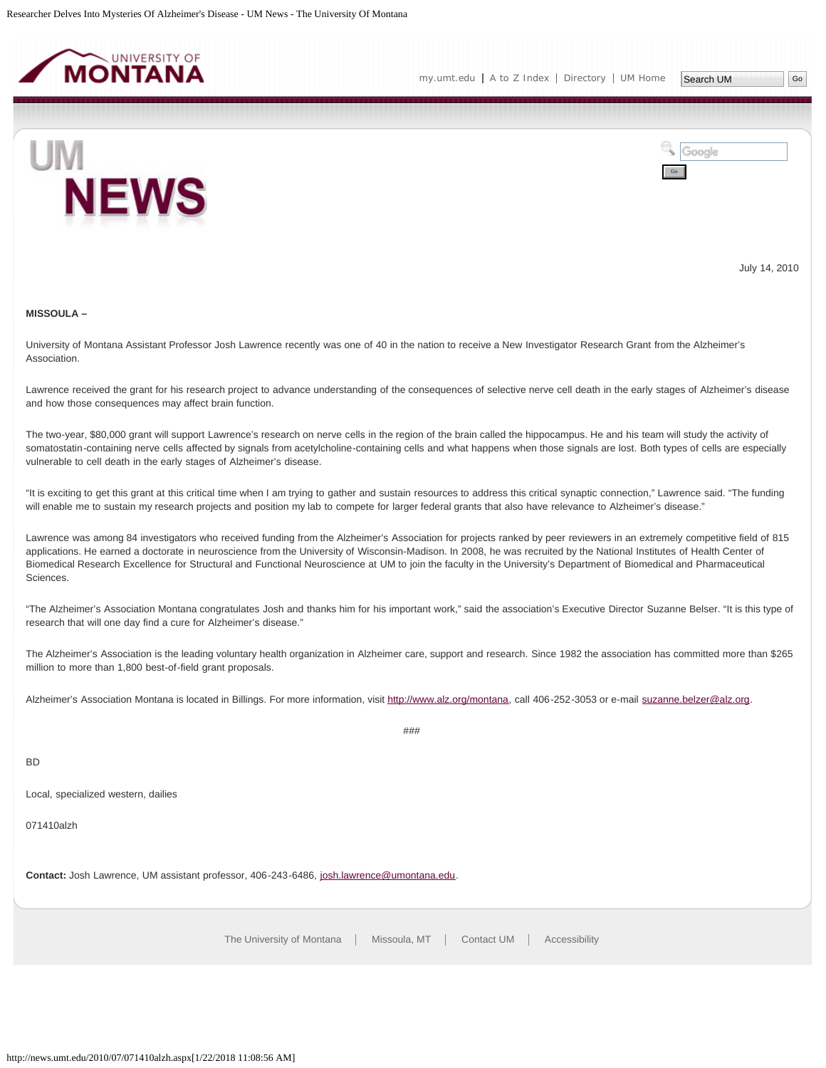July 14, 2010

**MISSOULA –**

University of Montana Assistant Professor Josh Lawrence recently was one of 40 in the nation to receive a New Investigator Research Grant from the Alzheimer's Association.

Lawrence received the grant for his research project to advance understanding of the consequences of selective nerve cell death in the early stages of Alzheimer's disease and how those consequences may affect brain function.

The two-year, $80,000 grant will support Lawrence's research on nerve cells in the region of the brain called the hippocampus. He and his team will study the activity of somatostatin-containing nerve cells affected by signals from acetylcholine-containing cells and what happens when those signals are lost. Both types of cells are especially vulnerable to cell death in the early stages of Alzheimer's disease.

"It is exciting to get this grant at this critical time when I am trying to gather and sustain resources to address this critical synaptic connection," Lawrence said. "The funding will enable me to sustain my research projects and position my lab to compete for larger federal grants that also have relevance to Alzheimer's disease."

Lawrence was among 84 investigators who received funding from the Alzheimer's Association for projects ranked by peer reviewers in an extremely competitive field of 815 applications. He earned a doctorate in neuroscience from the University of Wisconsin-Madison. In 2008, he was recruited by the National Institutes of Health Center of Biomedical Research Excellence for Structural and Functional Neuroscience at UM to join the faculty in the University's Department of Biomedical and Pharmaceutical Sciences.

"The Alzheimer's Association Montana congratulates Josh and thanks him for his important work," said the association's Executive Director Suzanne Belser. "It is this type of research that will one day find a cure for Alzheimer's disease."

The Alzheimer's Association is the leading voluntary health organization in Alzheimer care, support and research. Since 1982 the association has committed more than $265 million to more than 1,800 best-of-field grant proposals.

Alzheimer's Association Montana is located in Billings. For more information, visit http://www.alz.org/montana, call 406-252-3053 or e-mail suzanne.belzer@alz.org.

###

BD

Local, specialized western, dailies

071410alzh

**Contact:** Josh Lawrence, UM assistant professor, 406-243-6486, josh.lawrence@umontana.edu.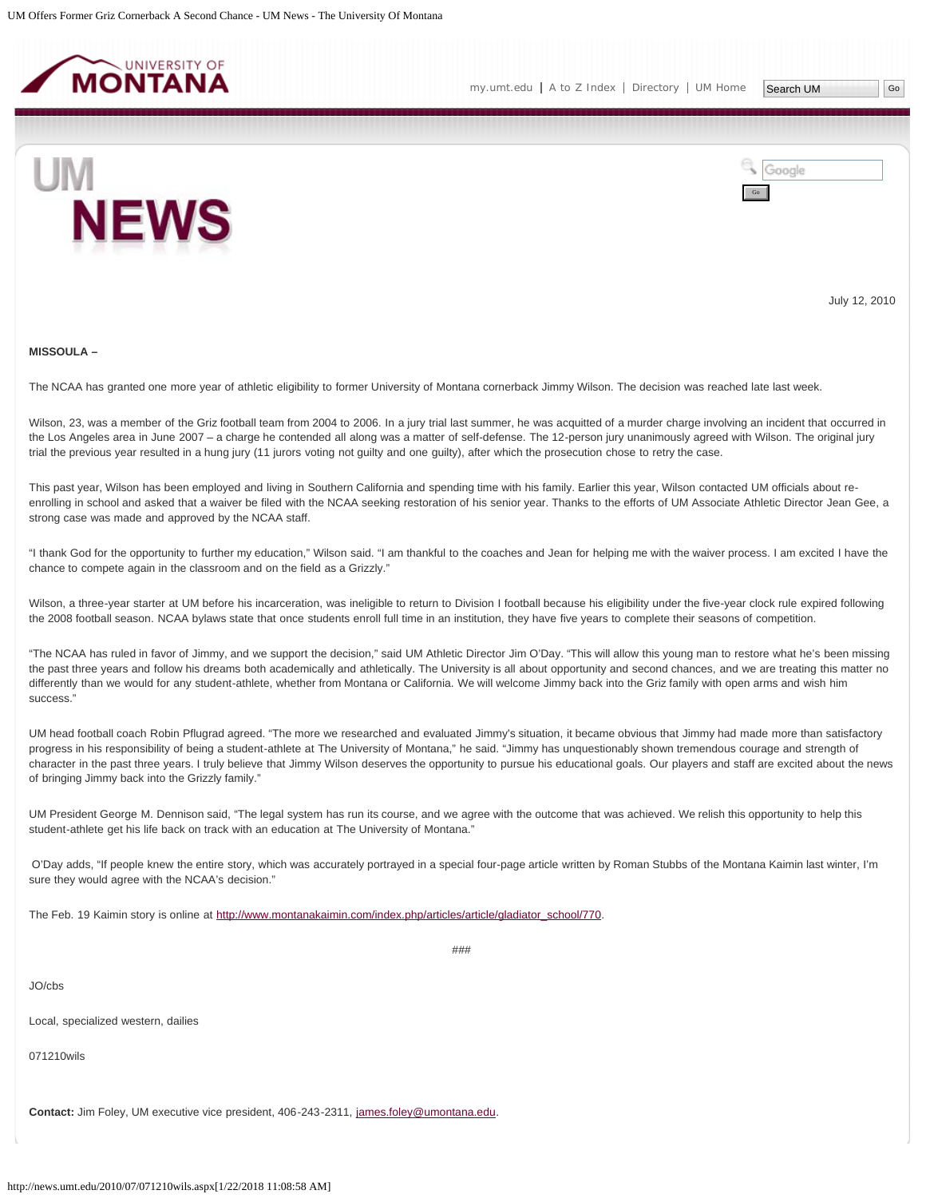July 12, 2010

**MISSOULA –**

The NCAA has granted one more year of athletic eligibility to former University of Montana cornerback Jimmy Wilson. The decision was reached late last week.

Wilson, 23, was a member of the Griz football team from 2004 to 2006. In a jury trial last summer, he was acquitted of a murder charge involving an incident that occurred in the Los Angeles area in June 2007 – a charge he contended all along was a matter of self-defense. The 12-person jury unanimously agreed with Wilson. The original jury trial the previous year resulted in a hung jury (11 jurors voting not guilty and one guilty), after which the prosecution chose to retry the case.

This past year, Wilson has been employed and living in Southern California and spending time with his family. Earlier this year, Wilson contacted UM officials about re-enrolling in school and asked that a waiver be filed with the NCAA seeking restoration of his senior year. Thanks to the efforts of UM Associate Athletic Director Jean Gee, a strong case was made and approved by the NCAA staff.

"I thank God for the opportunity to further my education," Wilson said. "I am thankful to the coaches and Jean for helping me with the waiver process. I am excited I have the chance to compete again in the classroom and on the field as a Grizzly."

Wilson, a three-year starter at UM before his incarceration, was ineligible to return to Division I football because his eligibility under the five-year clock rule expired following the 2008 football season. NCAA bylaws state that once students enroll full time in an institution, they have five years to complete their seasons of competition.

"The NCAA has ruled in favor of Jimmy, and we support the decision," said UM Athletic Director Jim O'Day. "This will allow this young man to restore what he's been missing the past three years and follow his dreams both academically and athletically. The University is all about opportunity and second chances, and we are treating this matter no differently than we would for any student-athlete, whether from Montana or California. We will welcome Jimmy back into the Griz family with open arms and wish him success."

UM head football coach Robin Pflugrad agreed. "The more we researched and evaluated Jimmy's situation, it became obvious that Jimmy had made more than satisfactory progress in his responsibility of being a student-athlete at The University of Montana," he said. "Jimmy has unquestionably shown tremendous courage and strength of character in the past three years. I truly believe that Jimmy Wilson deserves the opportunity to pursue his educational goals. Our players and staff are excited about the news of bringing Jimmy back into the Grizzly family."

UM President George M. Dennison said, "The legal system has run its course, and we agree with the outcome that was achieved. We relish this opportunity to help this student-athlete get his life back on track with an education at The University of Montana."

O'Day adds, "If people knew the entire story, which was accurately portrayed in a special four-page article written by Roman Stubbs of the Montana Kaimin last winter, I'm sure they would agree with the NCAA's decision."

The Feb. 19 Kaimin story is online at http://www.montanakaimin.com/index.php/articles/article/gladiator_school/770.

###

JO/cbs

Local, specialized western, dailies

071210wils

**Contact:** Jim Foley, UM executive vice president, 406-243-2311, james.foley@umontana.edu.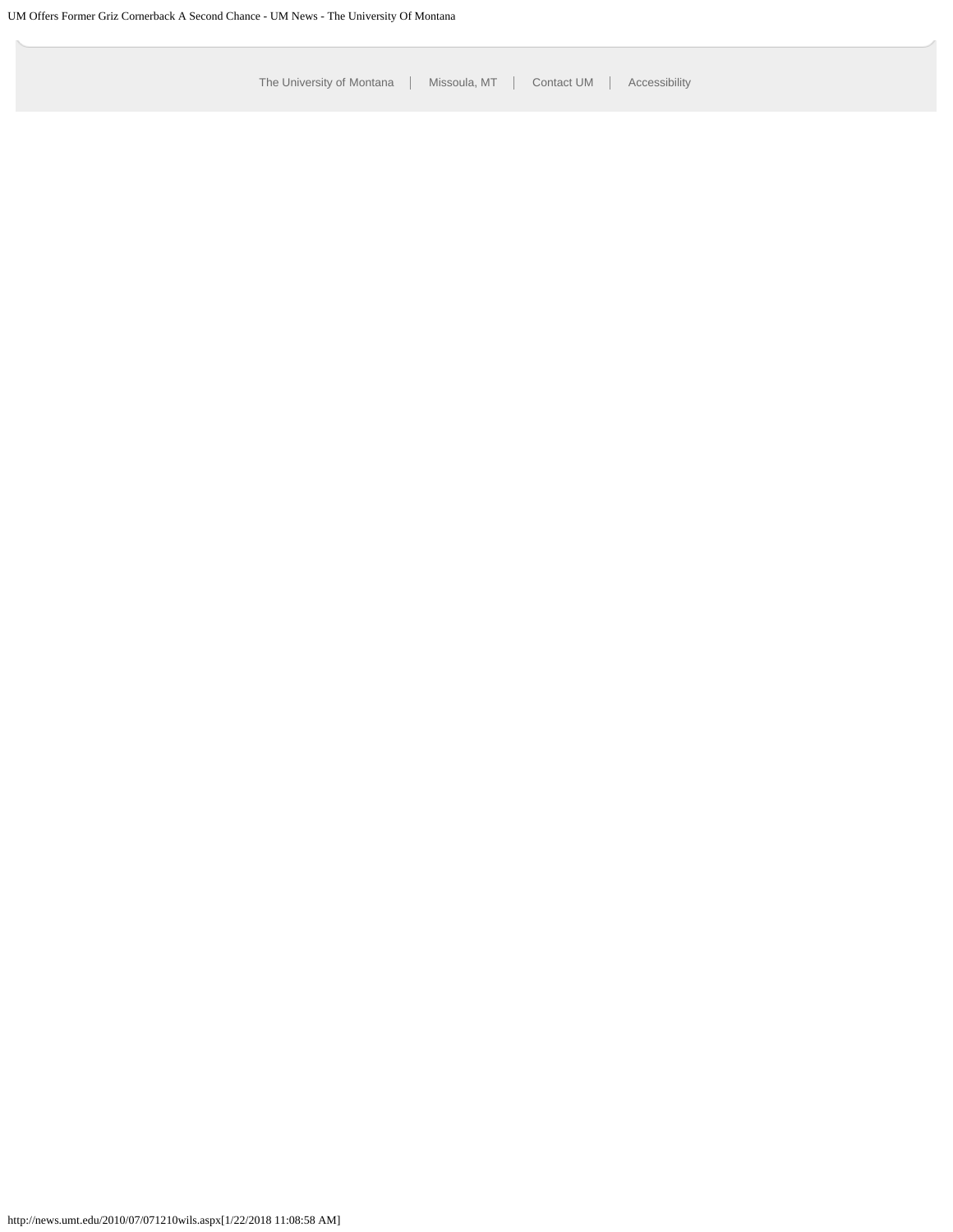The University of Montana | Missoula, MT | Contact UM | Accessibility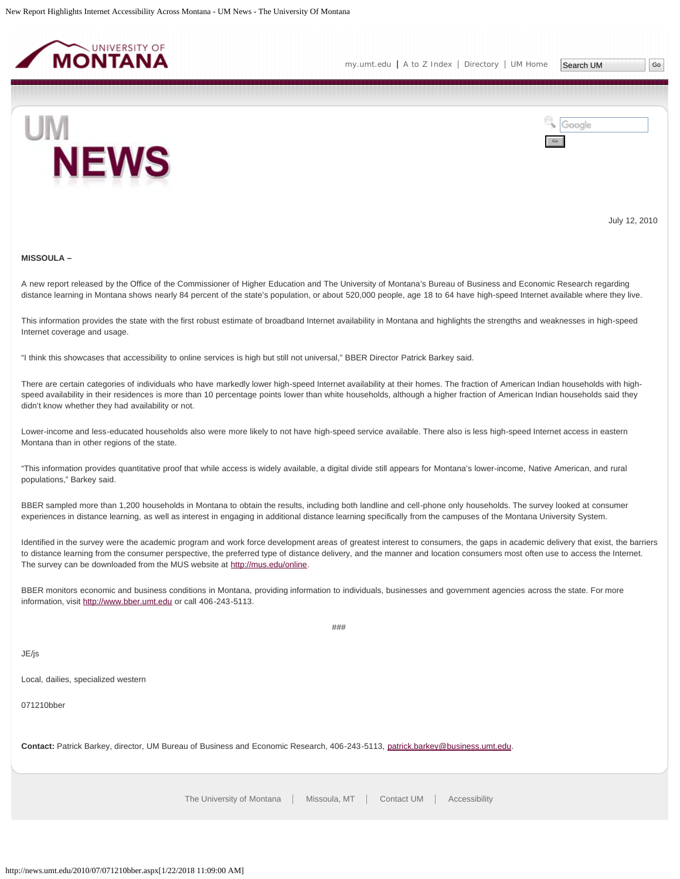July 12, 2010

**MISSOULA –**

A new report released by the Office of the Commissioner of Higher Education and The University of Montana's Bureau of Business and Economic Research regarding distance learning in Montana shows nearly 84 percent of the state's population, or about 520,000 people, age 18 to 64 have high-speed Internet available where they live.

This information provides the state with the first robust estimate of broadband Internet availability in Montana and highlights the strengths and weaknesses in high-speed Internet coverage and usage.

"I think this showcases that accessibility to online services is high but still not universal," BBER Director Patrick Barkey said.

There are certain categories of individuals who have markedly lower high-speed Internet availability at their homes. The fraction of American Indian households with high-speed availability in their residences is more than 10 percentage points lower than white households, although a higher fraction of American Indian households said they didn't know whether they had availability or not.

Lower-income and less-educated households also were more likely to not have high-speed service available. There also is less high-speed Internet access in eastern Montana than in other regions of the state.

"This information provides quantitative proof that while access is widely available, a digital divide still appears for Montana's lower-income, Native American, and rural populations," Barkey said.

BBER sampled more than 1,200 households in Montana to obtain the results, including both landline and cell-phone only households. The survey looked at consumer experiences in distance learning, as well as interest in engaging in additional distance learning specifically from the campuses of the Montana University System.

Identified in the survey were the academic program and work force development areas of greatest interest to consumers, the gaps in academic delivery that exist, the barriers to distance learning from the consumer perspective, the preferred type of distance delivery, and the manner and location consumers most often use to access the Internet. The survey can be downloaded from the MUS website at http://mus.edu/online.

BBER monitors economic and business conditions in Montana, providing information to individuals, businesses and government agencies across the state. For more information, visit http://www.bber.umt.edu or call 406-243-5113.

###

JE/js

Local, dailies, specialized western

071210bber

**Contact:** Patrick Barkey, director, UM Bureau of Business and Economic Research, 406-243-5113, patrick.barkey@business.umt.edu.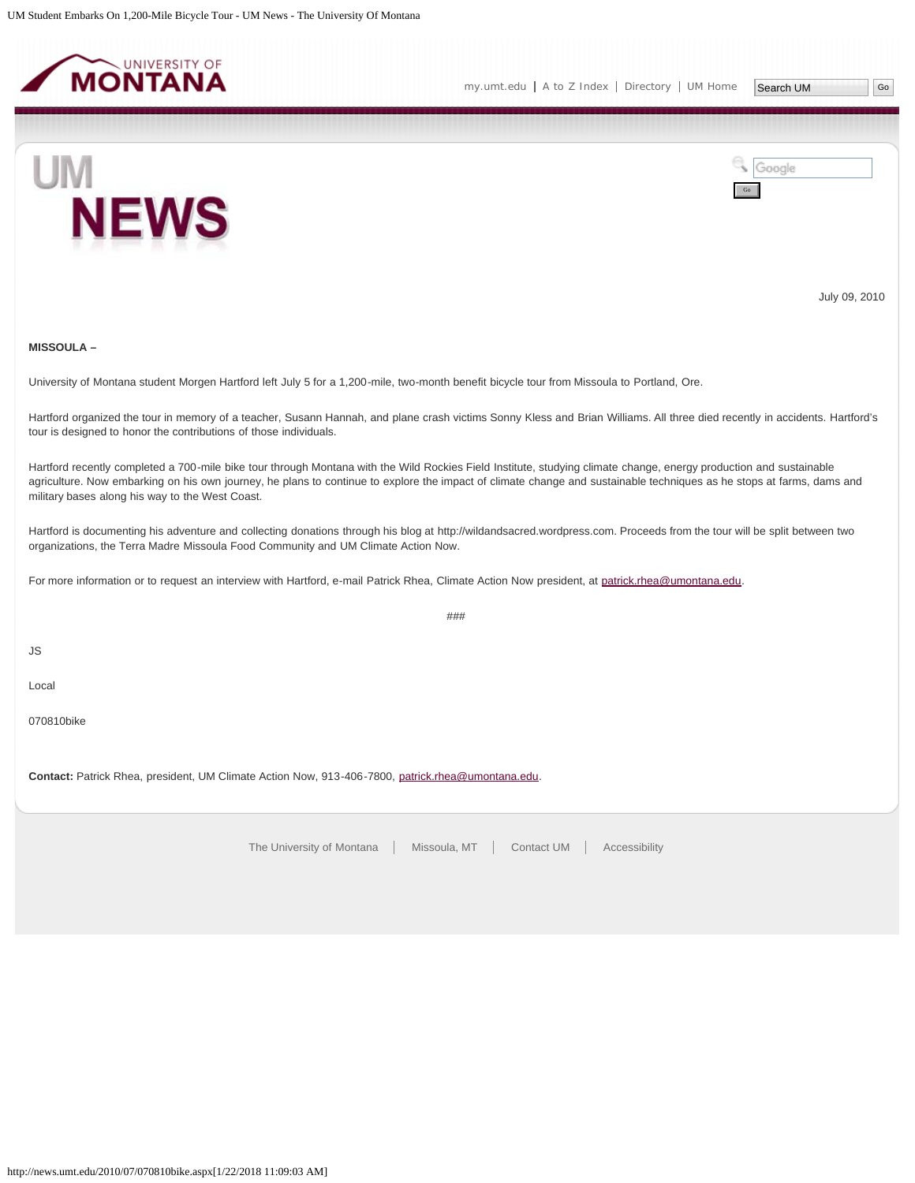July 09, 2010

**MISSOULA –**

University of Montana student Morgen Hartford left July 5 for a 1,200-mile, two-month benefit bicycle tour from Missoula to Portland, Ore.

Hartford organized the tour in memory of a teacher, Susann Hannah, and plane crash victims Sonny Kless and Brian Williams. All three died recently in accidents. Hartford's tour is designed to honor the contributions of those individuals.

Hartford recently completed a 700-mile bike tour through Montana with the Wild Rockies Field Institute, studying climate change, energy production and sustainable agriculture. Now embarking on his own journey, he plans to continue to explore the impact of climate change and sustainable techniques as he stops at farms, dams and military bases along his way to the West Coast.

Hartford is documenting his adventure and collecting donations through his blog at http://wildandsacred.wordpress.com. Proceeds from the tour will be split between two organizations, the Terra Madre Missoula Food Community and UM Climate Action Now.

For more information or to request an interview with Hartford, e-mail Patrick Rhea, Climate Action Now president, at patrick.rhea@umontana.edu.

###

JS

Local

070810bike

**Contact:** Patrick Rhea, president, UM Climate Action Now, 913-406-7800, patrick.rhea@umontana.edu.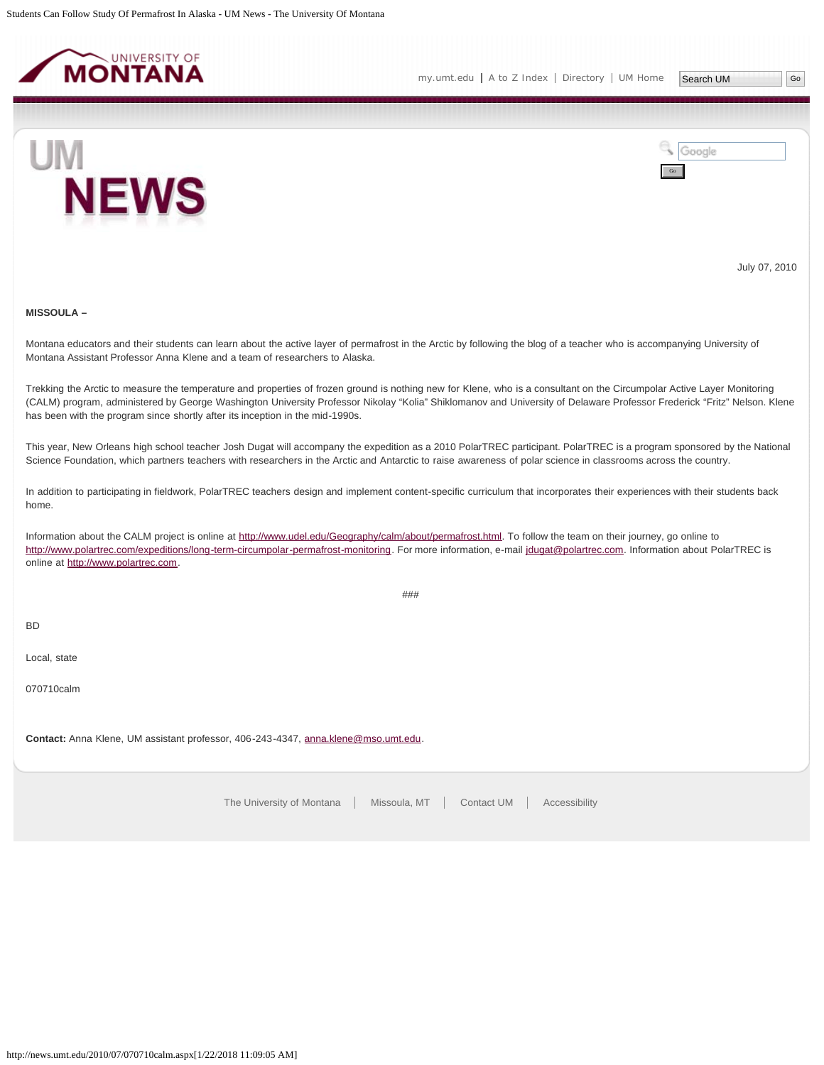July 07, 2010

**MISSOULA –**

Montana educators and their students can learn about the active layer of permafrost in the Arctic by following the blog of a teacher who is accompanying University of Montana Assistant Professor Anna Klene and a team of researchers to Alaska.

Trekking the Arctic to measure the temperature and properties of frozen ground is nothing new for Klene, who is a consultant on the Circumpolar Active Layer Monitoring (CALM) program, administered by George Washington University Professor Nikolay "Kolia" Shiklomanov and University of Delaware Professor Frederick "Fritz" Nelson. Klene has been with the program since shortly after its inception in the mid-1990s.

This year, New Orleans high school teacher Josh Dugat will accompany the expedition as a 2010 PolarTREC participant. PolarTREC is a program sponsored by the National Science Foundation, which partners teachers with researchers in the Arctic and Antarctic to raise awareness of polar science in classrooms across the country.

In addition to participating in fieldwork, PolarTREC teachers design and implement content-specific curriculum that incorporates their experiences with their students back home.

Information about the CALM project is online at http://www.udel.edu/Geography/calm/about/permafrost.html. To follow the team on their journey, go online to http://www.polartrec.com/expeditions/long-term-circumpolar-permafrost-monitoring. For more information, e-mail jdugat@polartrec.com. Information about PolarTREC is online at http://www.polartrec.com.

###

BD

Local, state

070710calm

**Contact:** Anna Klene, UM assistant professor, 406-243-4347, anna.klene@mso.umt.edu.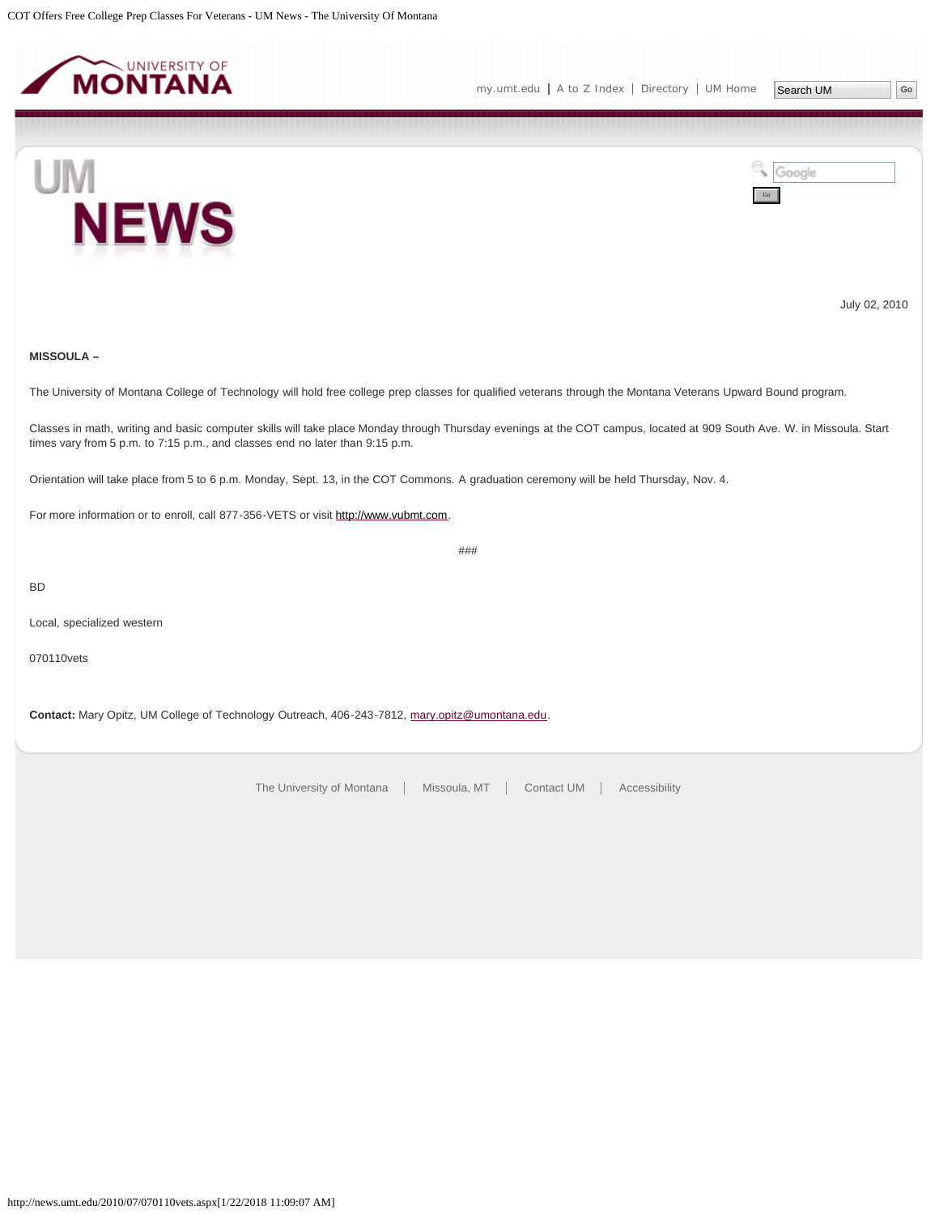July 02, 2010

**MISSOULA –**

The University of Montana College of Technology will hold free college prep classes for qualified veterans through the Montana Veterans Upward Bound program.

Classes in math, writing and basic computer skills will take place Monday through Thursday evenings at the COT campus, located at 909 South Ave. W. in Missoula. Start times vary from 5 p.m. to 7:15 p.m., and classes end no later than 9:15 p.m.

Orientation will take place from 5 to 6 p.m. Monday, Sept. 13, in the COT Commons. A graduation ceremony will be held Thursday, Nov. 4.

For more information or to enroll, call 877-356-VETS or visit http://www.vubmt.com.

###

BD

Local, specialized western

070110vets

**Contact:** Mary Opitz, UM College of Technology Outreach, 406-243-7812, mary.opitz@umontana.edu.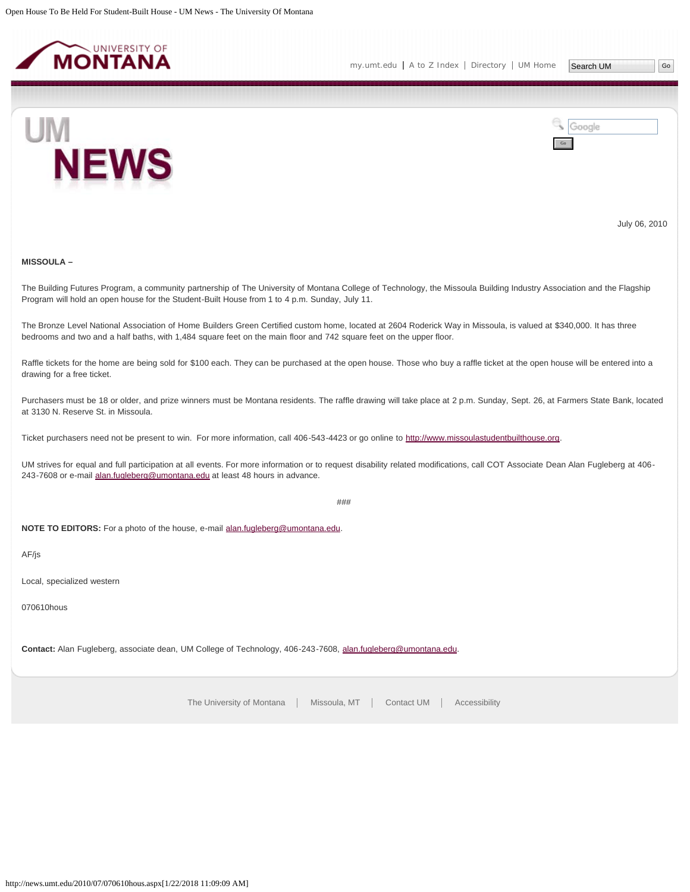July 06, 2010

**MISSOULA –**

The Building Futures Program, a community partnership of The University of Montana College of Technology, the Missoula Building Industry Association and the Flagship Program will hold an open house for the Student-Built House from 1 to 4 p.m. Sunday, July 11.

The Bronze Level National Association of Home Builders Green Certified custom home, located at 2604 Roderick Way in Missoula, is valued at $340,000. It has three bedrooms and two and a half baths, with 1,484 square feet on the main floor and 742 square feet on the upper floor.

Raffle tickets for the home are being sold for $100 each. They can be purchased at the open house. Those who buy a raffle ticket at the open house will be entered into a drawing for a free ticket.

Purchasers must be 18 or older, and prize winners must be Montana residents. The raffle drawing will take place at 2 p.m. Sunday, Sept. 26, at Farmers State Bank, located at 3130 N. Reserve St. in Missoula.

Ticket purchasers need not be present to win. For more information, call 406-543-4423 or go online to http://www.missoulastudentbuilthouse.org.

UM strives for equal and full participation at all events. For more information or to request disability related modifications, call COT Associate Dean Alan Fugleberg at 406-243-7608 or e-mail alan.fugleberg@umontana.edu at least 48 hours in advance.

###

**NOTE TO EDITORS:** For a photo of the house, e-mail alan.fugleberg@umontana.edu.

AF/js

Local, specialized western

070610hous

**Contact:** Alan Fugleberg, associate dean, UM College of Technology, 406-243-7608, alan.fugleberg@umontana.edu.